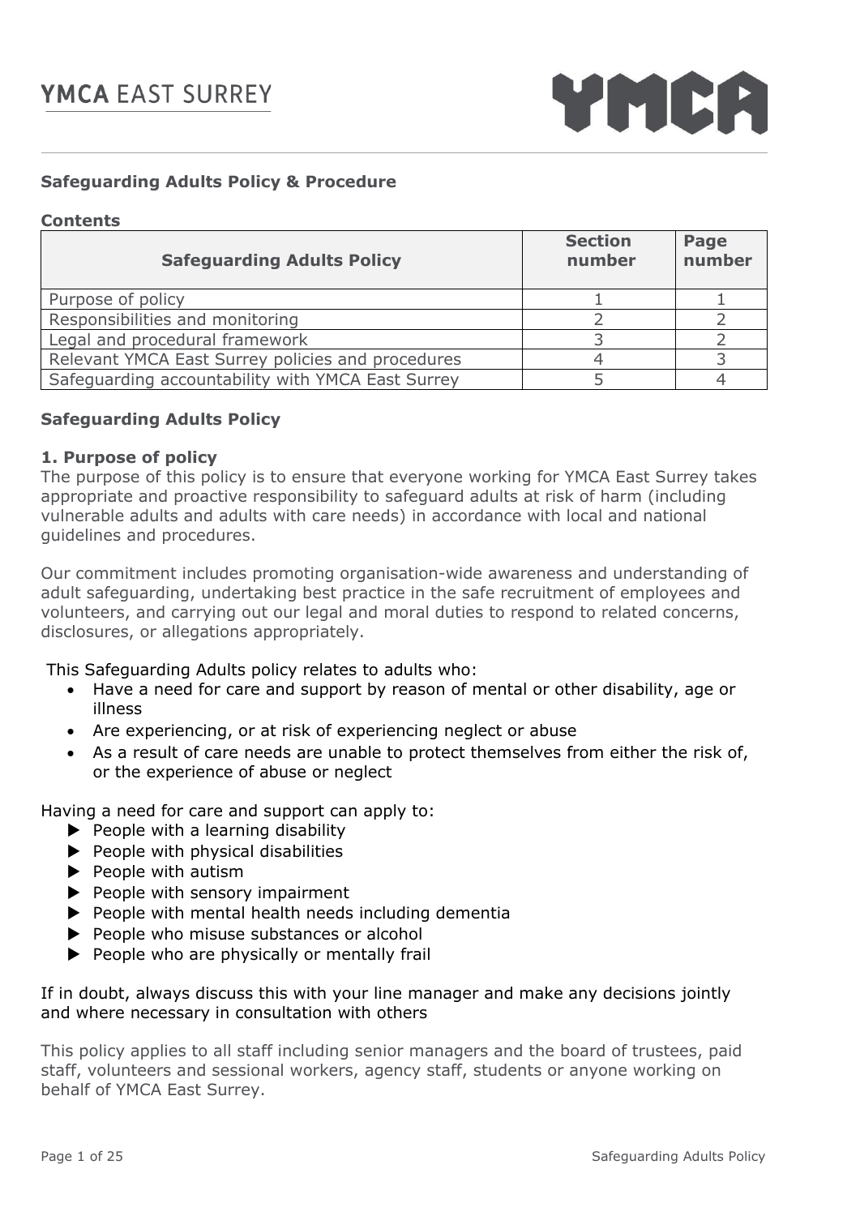# YMCA EAST SURREY

## Safeguarding Adults Policy & Procedure

**Contents**

| Safeguarding Adults Policy | Section number | Page number |
|---|---|---|
| Purpose of policy | 1 | 1 |
| Responsibilities and monitoring | 2 | 2 |
| Legal and procedural framework | 3 | 2 |
| Relevant YMCA East Surrey policies and procedures | 4 | 3 |
| Safeguarding accountability with YMCA East Surrey | 5 | 4 |

## Safeguarding Adults Policy

### 1. Purpose of policy

The purpose of this policy is to ensure that everyone working for YMCA East Surrey takes appropriate and proactive responsibility to safeguard adults at risk of harm (including vulnerable adults and adults with care needs) in accordance with local and national guidelines and procedures.

Our commitment includes promoting organisation-wide awareness and understanding of adult safeguarding, undertaking best practice in the safe recruitment of employees and volunteers, and carrying out our legal and moral duties to respond to related concerns, disclosures, or allegations appropriately.

This Safeguarding Adults policy relates to adults who:

- Have a need for care and support by reason of mental or other disability, age or illness
- Are experiencing, or at risk of experiencing neglect or abuse
- As a result of care needs are unable to protect themselves from either the risk of, or the experience of abuse or neglect

Having a need for care and support can apply to:

- People with a learning disability
- People with physical disabilities
- People with autism
- People with sensory impairment
- People with mental health needs including dementia
- People who misuse substances or alcohol
- People who are physically or mentally frail

If in doubt, always discuss this with your line manager and make any decisions jointly and where necessary in consultation with others

This policy applies to all staff including senior managers and the board of trustees, paid staff, volunteers and sessional workers, agency staff, students or anyone working on behalf of YMCA East Surrey.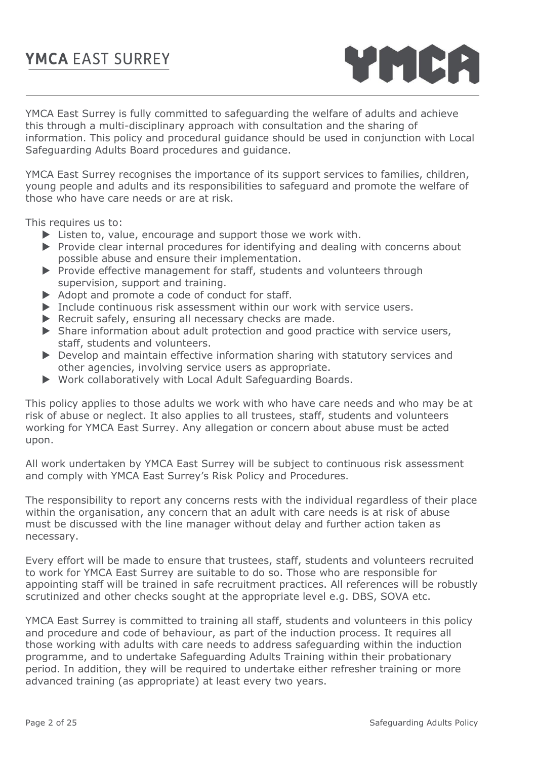YMCA East Surrey is fully committed to safeguarding the welfare of adults and achieve this through a multi-disciplinary approach with consultation and the sharing of information. This policy and procedural guidance should be used in conjunction with Local Safeguarding Adults Board procedures and guidance.

YMCA East Surrey recognises the importance of its support services to families, children, young people and adults and its responsibilities to safeguard and promote the welfare of those who have care needs or are at risk.

This requires us to:

- Listen to, value, encourage and support those we work with.
- Provide clear internal procedures for identifying and dealing with concerns about possible abuse and ensure their implementation.
- Provide effective management for staff, students and volunteers through supervision, support and training.
- Adopt and promote a code of conduct for staff.
- Include continuous risk assessment within our work with service users.
- Recruit safely, ensuring all necessary checks are made.
- Share information about adult protection and good practice with service users, staff, students and volunteers.
- Develop and maintain effective information sharing with statutory services and other agencies, involving service users as appropriate.
- Work collaboratively with Local Adult Safeguarding Boards.

This policy applies to those adults we work with who have care needs and who may be at risk of abuse or neglect. It also applies to all trustees, staff, students and volunteers working for YMCA East Surrey. Any allegation or concern about abuse must be acted upon.

All work undertaken by YMCA East Surrey will be subject to continuous risk assessment and comply with YMCA East Surrey's Risk Policy and Procedures.

The responsibility to report any concerns rests with the individual regardless of their place within the organisation, any concern that an adult with care needs is at risk of abuse must be discussed with the line manager without delay and further action taken as necessary.

Every effort will be made to ensure that trustees, staff, students and volunteers recruited to work for YMCA East Surrey are suitable to do so. Those who are responsible for appointing staff will be trained in safe recruitment practices. All references will be robustly scrutinized and other checks sought at the appropriate level e.g. DBS, SOVA etc.

YMCA East Surrey is committed to training all staff, students and volunteers in this policy and procedure and code of behaviour, as part of the induction process. It requires all those working with adults with care needs to address safeguarding within the induction programme, and to undertake Safeguarding Adults Training within their probationary period. In addition, they will be required to undertake either refresher training or more advanced training (as appropriate) at least every two years.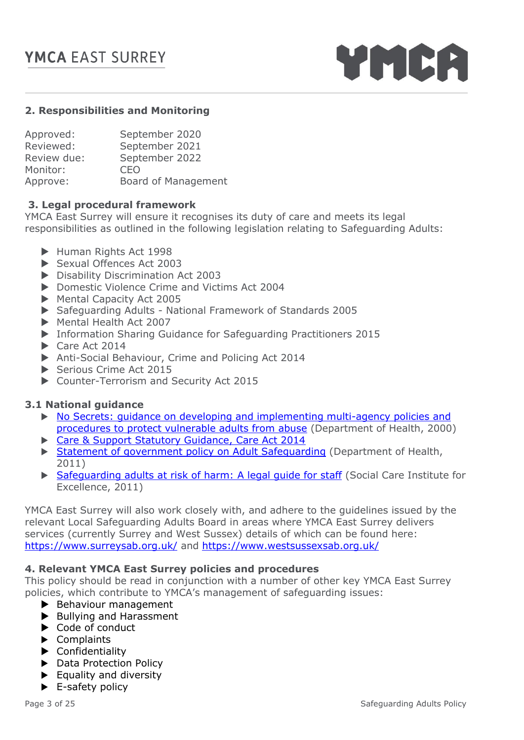## 2. Responsibilities and Monitoring

| | |
|---|---|
| Approved: | September 2020 |
| Reviewed: | September 2021 |
| Review due: | September 2022 |
| Monitor: | CEO |
| Approve: | Board of Management |

## 3. Legal procedural framework

YMCA East Surrey will ensure it recognises its duty of care and meets its legal responsibilities as outlined in the following legislation relating to Safeguarding Adults:

- Human Rights Act 1998
- Sexual Offences Act 2003
- Disability Discrimination Act 2003
- Domestic Violence Crime and Victims Act 2004
- Mental Capacity Act 2005
- Safeguarding Adults - National Framework of Standards 2005
- Mental Health Act 2007
- Information Sharing Guidance for Safeguarding Practitioners 2015
- Care Act 2014
- Anti-Social Behaviour, Crime and Policing Act 2014
- Serious Crime Act 2015
- Counter-Terrorism and Security Act 2015

### 3.1 National guidance

- No Secrets: guidance on developing and implementing multi-agency policies and procedures to protect vulnerable adults from abuse (Department of Health, 2000)
- Care & Support Statutory Guidance, Care Act 2014
- Statement of government policy on Adult Safeguarding (Department of Health, 2011)
- Safeguarding adults at risk of harm: A legal guide for staff (Social Care Institute for Excellence, 2011)

YMCA East Surrey will also work closely with, and adhere to the guidelines issued by the relevant Local Safeguarding Adults Board in areas where YMCA East Surrey delivers services (currently Surrey and West Sussex) details of which can be found here: https://www.surreysab.org.uk/ and https://www.westsussexsab.org.uk/

## 4. Relevant YMCA East Surrey policies and procedures

This policy should be read in conjunction with a number of other key YMCA East Surrey policies, which contribute to YMCA's management of safeguarding issues:

- Behaviour management
- Bullying and Harassment
- Code of conduct
- Complaints
- Confidentiality
- Data Protection Policy
- Equality and diversity
- E-safety policy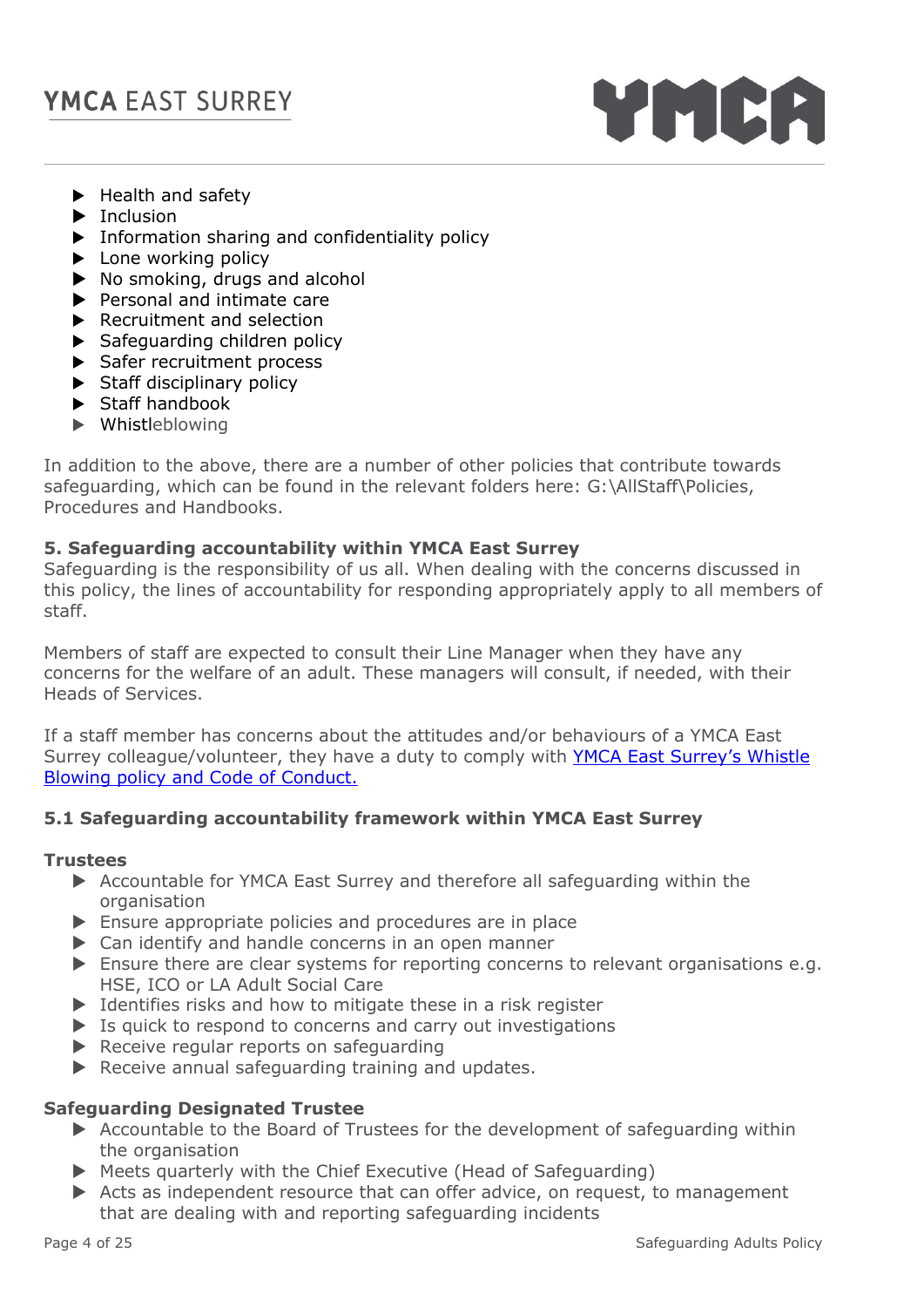- Health and safety
- Inclusion
- Information sharing and confidentiality policy
- Lone working policy
- No smoking, drugs and alcohol
- Personal and intimate care
- Recruitment and selection
- Safeguarding children policy
- Safer recruitment process
- Staff disciplinary policy
- Staff handbook
- Whistleblowing

In addition to the above, there are a number of other policies that contribute towards safeguarding, which can be found in the relevant folders here: G:\AllStaff\Policies, Procedures and Handbooks.

## 5. Safeguarding accountability within YMCA East Surrey

Safeguarding is the responsibility of us all. When dealing with the concerns discussed in this policy, the lines of accountability for responding appropriately apply to all members of staff.

Members of staff are expected to consult their Line Manager when they have any concerns for the welfare of an adult. These managers will consult, if needed, with their Heads of Services.

If a staff member has concerns about the attitudes and/or behaviours of a YMCA East Surrey colleague/volunteer, they have a duty to comply with YMCA East Surrey's Whistle Blowing policy and Code of Conduct.

### 5.1 Safeguarding accountability framework within YMCA East Surrey

**Trustees**

- Accountable for YMCA East Surrey and therefore all safeguarding within the organisation
- Ensure appropriate policies and procedures are in place
- Can identify and handle concerns in an open manner
- Ensure there are clear systems for reporting concerns to relevant organisations e.g. HSE, ICO or LA Adult Social Care
- Identifies risks and how to mitigate these in a risk register
- Is quick to respond to concerns and carry out investigations
- Receive regular reports on safeguarding
- Receive annual safeguarding training and updates.

**Safeguarding Designated Trustee**

- Accountable to the Board of Trustees for the development of safeguarding within the organisation
- Meets quarterly with the Chief Executive (Head of Safeguarding)
- Acts as independent resource that can offer advice, on request, to management that are dealing with and reporting safeguarding incidents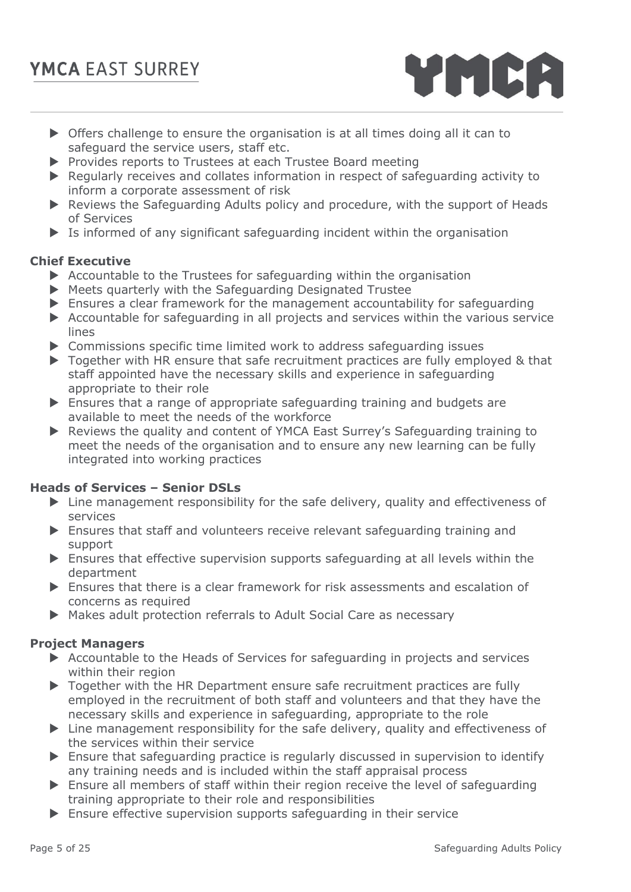- Offers challenge to ensure the organisation is at all times doing all it can to safeguard the service users, staff etc.
- Provides reports to Trustees at each Trustee Board meeting
- Regularly receives and collates information in respect of safeguarding activity to inform a corporate assessment of risk
- Reviews the Safeguarding Adults policy and procedure, with the support of Heads of Services
- Is informed of any significant safeguarding incident within the organisation

**Chief Executive**

- Accountable to the Trustees for safeguarding within the organisation
- Meets quarterly with the Safeguarding Designated Trustee
- Ensures a clear framework for the management accountability for safeguarding
- Accountable for safeguarding in all projects and services within the various service lines
- Commissions specific time limited work to address safeguarding issues
- Together with HR ensure that safe recruitment practices are fully employed & that staff appointed have the necessary skills and experience in safeguarding appropriate to their role
- Ensures that a range of appropriate safeguarding training and budgets are available to meet the needs of the workforce
- Reviews the quality and content of YMCA East Surrey's Safeguarding training to meet the needs of the organisation and to ensure any new learning can be fully integrated into working practices

**Heads of Services – Senior DSLs**

- Line management responsibility for the safe delivery, quality and effectiveness of services
- Ensures that staff and volunteers receive relevant safeguarding training and support
- Ensures that effective supervision supports safeguarding at all levels within the department
- Ensures that there is a clear framework for risk assessments and escalation of concerns as required
- Makes adult protection referrals to Adult Social Care as necessary

**Project Managers**

- Accountable to the Heads of Services for safeguarding in projects and services within their region
- Together with the HR Department ensure safe recruitment practices are fully employed in the recruitment of both staff and volunteers and that they have the necessary skills and experience in safeguarding, appropriate to the role
- Line management responsibility for the safe delivery, quality and effectiveness of the services within their service
- Ensure that safeguarding practice is regularly discussed in supervision to identify any training needs and is included within the staff appraisal process
- Ensure all members of staff within their region receive the level of safeguarding training appropriate to their role and responsibilities
- Ensure effective supervision supports safeguarding in their service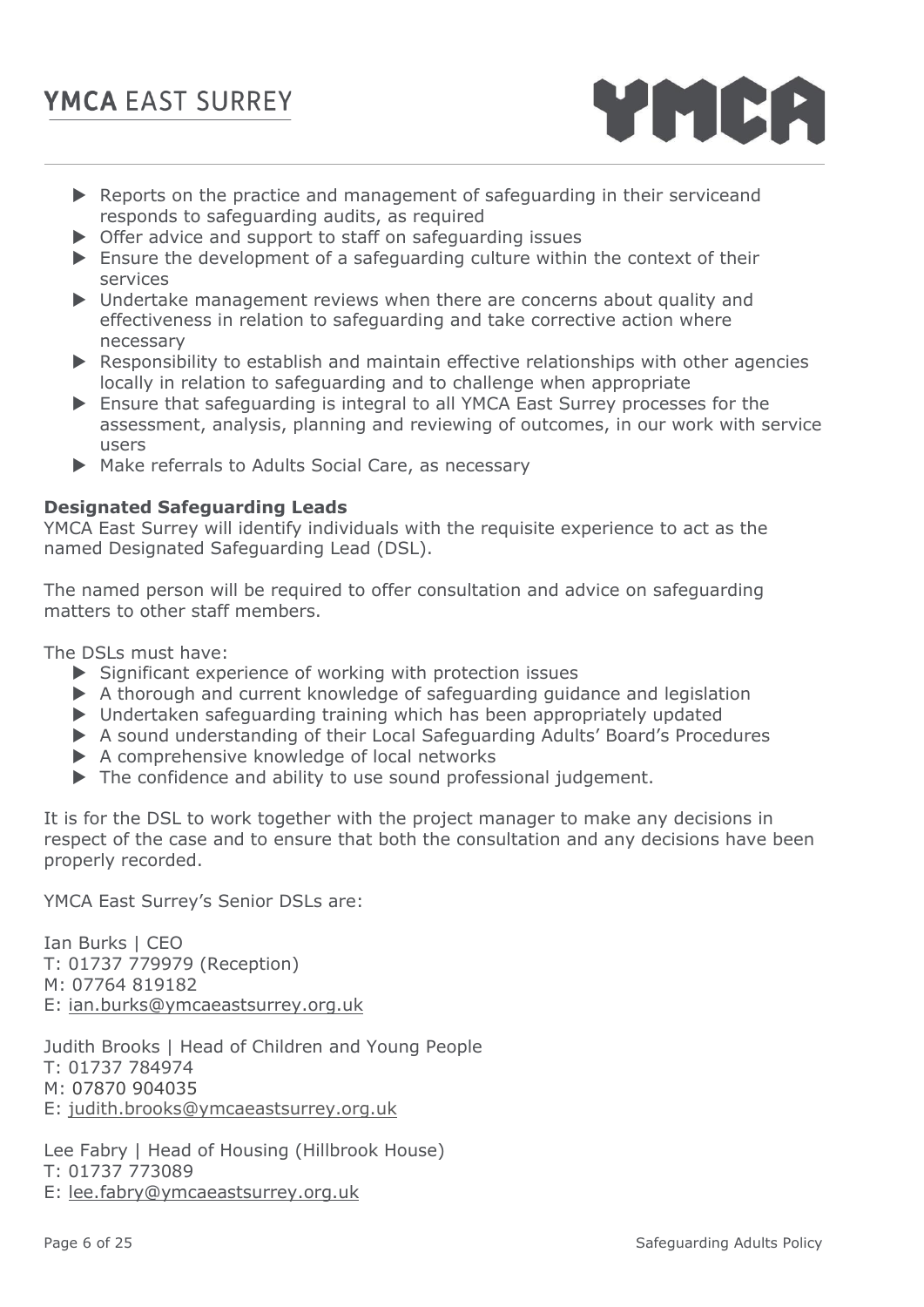- Reports on the practice and management of safeguarding in their serviceand responds to safeguarding audits, as required
- Offer advice and support to staff on safeguarding issues
- Ensure the development of a safeguarding culture within the context of their services
- Undertake management reviews when there are concerns about quality and effectiveness in relation to safeguarding and take corrective action where necessary
- Responsibility to establish and maintain effective relationships with other agencies locally in relation to safeguarding and to challenge when appropriate
- Ensure that safeguarding is integral to all YMCA East Surrey processes for the assessment, analysis, planning and reviewing of outcomes, in our work with service users
- Make referrals to Adults Social Care, as necessary

**Designated Safeguarding Leads**

YMCA East Surrey will identify individuals with the requisite experience to act as the named Designated Safeguarding Lead (DSL).

The named person will be required to offer consultation and advice on safeguarding matters to other staff members.

The DSLs must have:

- Significant experience of working with protection issues
- A thorough and current knowledge of safeguarding guidance and legislation
- Undertaken safeguarding training which has been appropriately updated
- A sound understanding of their Local Safeguarding Adults' Board's Procedures
- A comprehensive knowledge of local networks
- The confidence and ability to use sound professional judgement.

It is for the DSL to work together with the project manager to make any decisions in respect of the case and to ensure that both the consultation and any decisions have been properly recorded.

YMCA East Surrey's Senior DSLs are:

Ian Burks | CEO
T: 01737 779979 (Reception)
M: 07764 819182
E: ian.burks@ymcaeastsurrey.org.uk

Judith Brooks | Head of Children and Young People
T: 01737 784974
M: 07870 904035
E: judith.brooks@ymcaeastsurrey.org.uk

Lee Fabry | Head of Housing (Hillbrook House)
T: 01737 773089
E: lee.fabry@ymcaeastsurrey.org.uk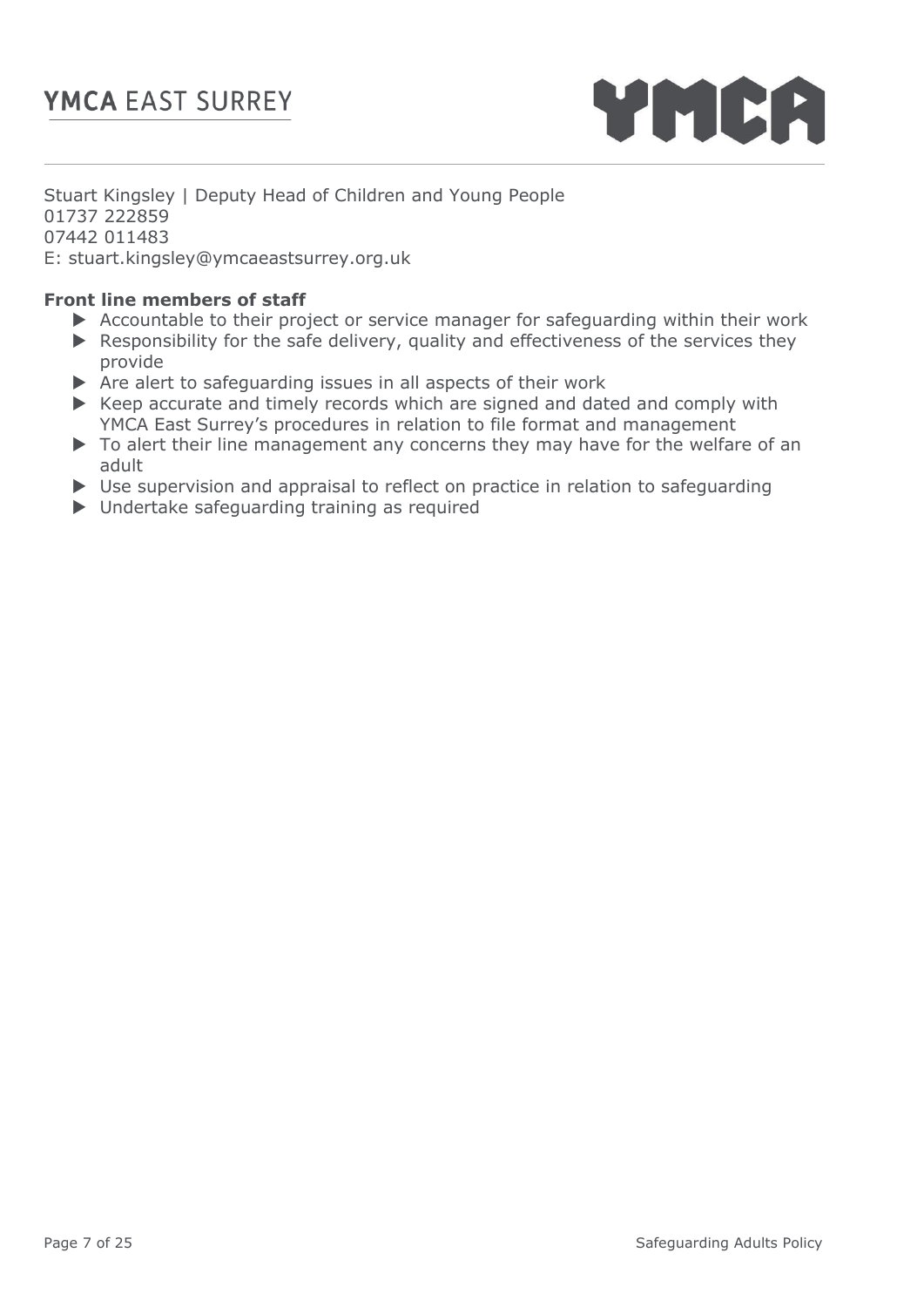Stuart Kingsley | Deputy Head of Children and Young People
01737 222859
07442 011483
E: stuart.kingsley@ymcaeastsurrey.org.uk

**Front line members of staff**

- Accountable to their project or service manager for safeguarding within their work
- Responsibility for the safe delivery, quality and effectiveness of the services they provide
- Are alert to safeguarding issues in all aspects of their work
- Keep accurate and timely records which are signed and dated and comply with YMCA East Surrey's procedures in relation to file format and management
- To alert their line management any concerns they may have for the welfare of an adult
- Use supervision and appraisal to reflect on practice in relation to safeguarding
- Undertake safeguarding training as required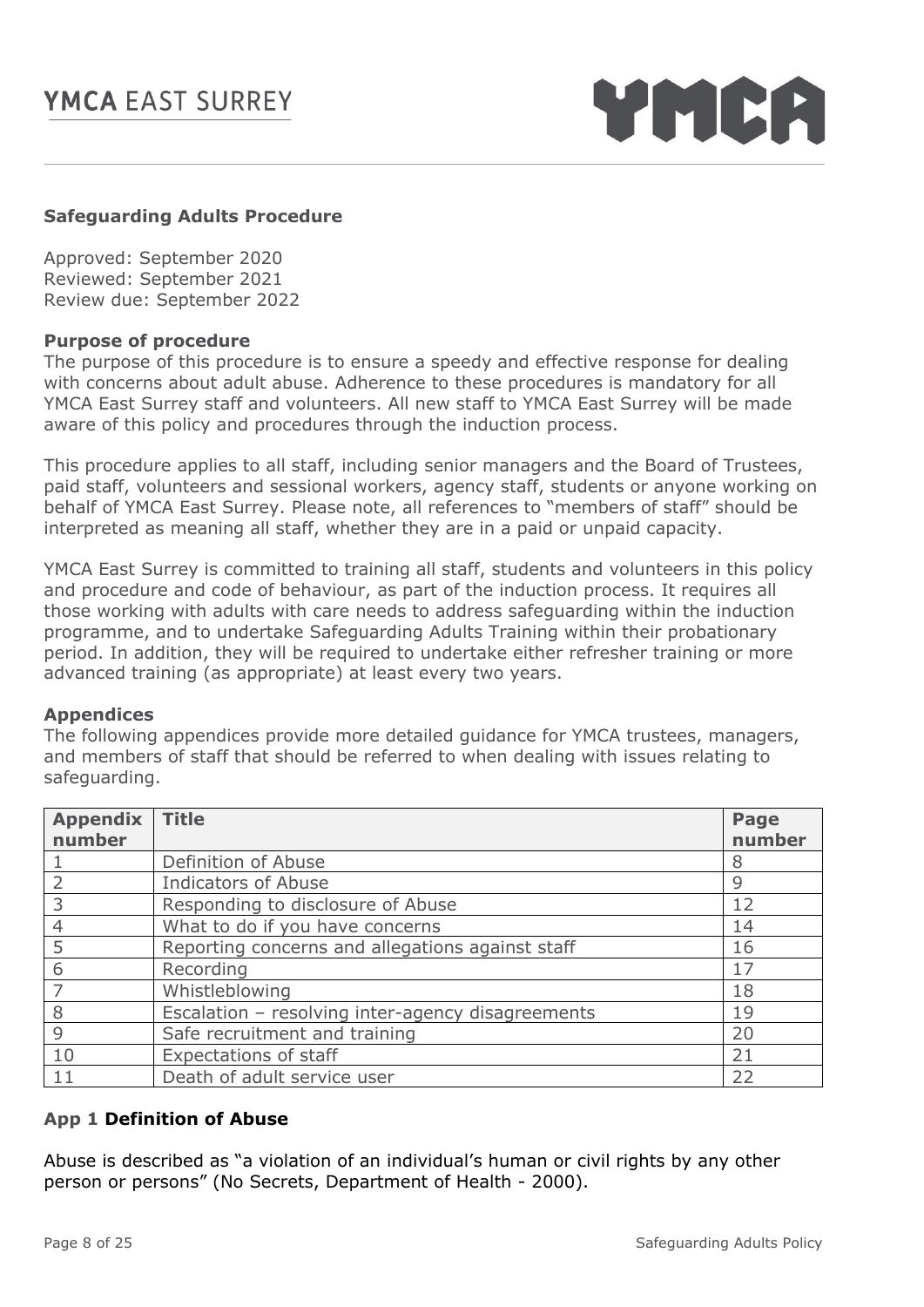**Safeguarding Adults Procedure**

Approved: September 2020
Reviewed: September 2021
Review due: September 2022

**Purpose of procedure**

The purpose of this procedure is to ensure a speedy and effective response for dealing with concerns about adult abuse. Adherence to these procedures is mandatory for all YMCA East Surrey staff and volunteers. All new staff to YMCA East Surrey will be made aware of this policy and procedures through the induction process.

This procedure applies to all staff, including senior managers and the Board of Trustees, paid staff, volunteers and sessional workers, agency staff, students or anyone working on behalf of YMCA East Surrey. Please note, all references to "members of staff" should be interpreted as meaning all staff, whether they are in a paid or unpaid capacity.

YMCA East Surrey is committed to training all staff, students and volunteers in this policy and procedure and code of behaviour, as part of the induction process. It requires all those working with adults with care needs to address safeguarding within the induction programme, and to undertake Safeguarding Adults Training within their probationary period. In addition, they will be required to undertake either refresher training or more advanced training (as appropriate) at least every two years.

**Appendices**

The following appendices provide more detailed guidance for YMCA trustees, managers, and members of staff that should be referred to when dealing with issues relating to safeguarding.

| Appendix number | Title | Page number |
|---|---|---|
| 1 | Definition of Abuse | 8 |
| 2 | Indicators of Abuse | 9 |
| 3 | Responding to disclosure of Abuse | 12 |
| 4 | What to do if you have concerns | 14 |
| 5 | Reporting concerns and allegations against staff | 16 |
| 6 | Recording | 17 |
| 7 | Whistleblowing | 18 |
| 8 | Escalation – resolving inter-agency disagreements | 19 |
| 9 | Safe recruitment and training | 20 |
| 10 | Expectations of staff | 21 |
| 11 | Death of adult service user | 22 |

**App 1 Definition of Abuse**

Abuse is described as "a violation of an individual's human or civil rights by any other person or persons" (No Secrets, Department of Health - 2000).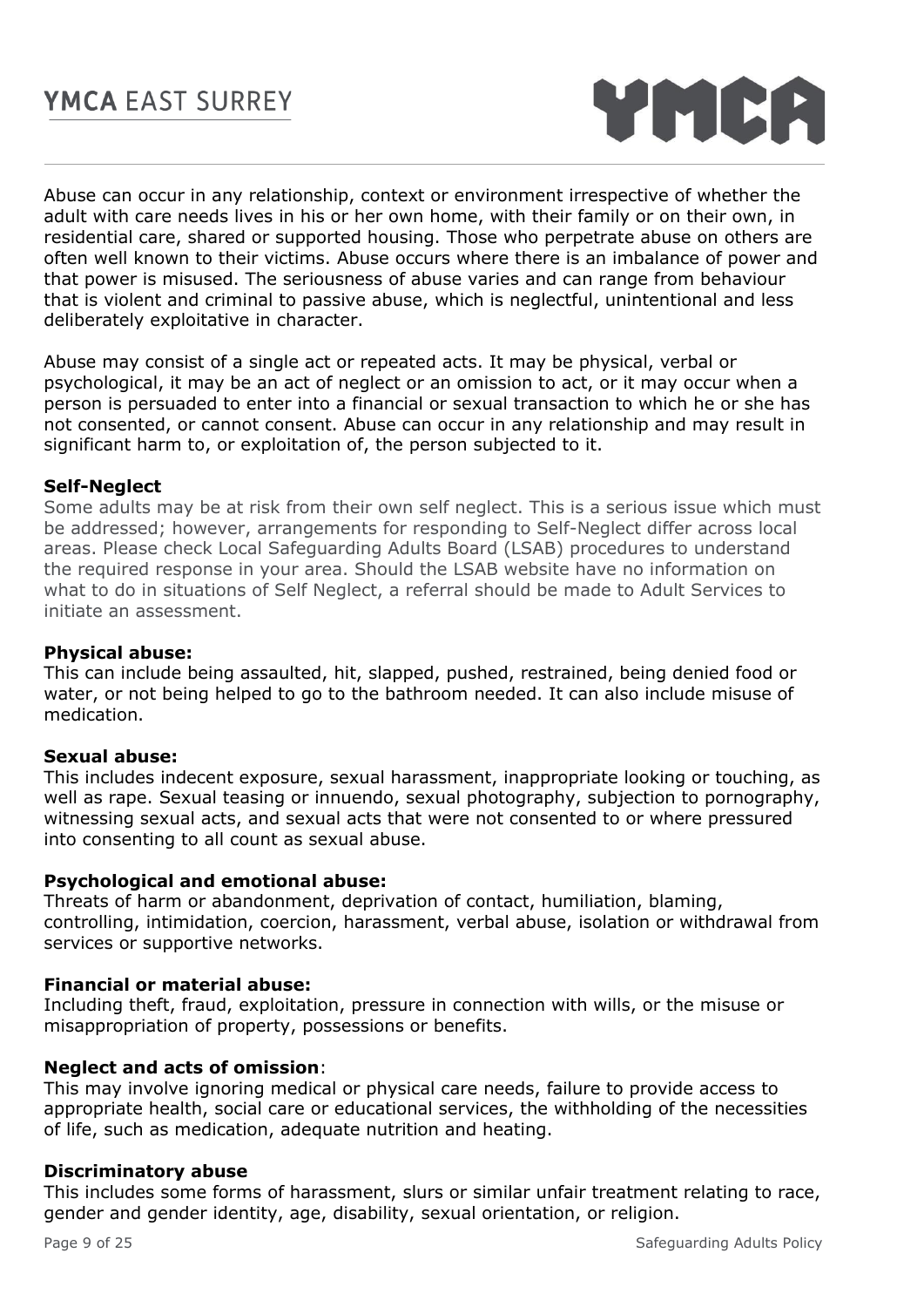Abuse can occur in any relationship, context or environment irrespective of whether the adult with care needs lives in his or her own home, with their family or on their own, in residential care, shared or supported housing. Those who perpetrate abuse on others are often well known to their victims. Abuse occurs where there is an imbalance of power and that power is misused. The seriousness of abuse varies and can range from behaviour that is violent and criminal to passive abuse, which is neglectful, unintentional and less deliberately exploitative in character.

Abuse may consist of a single act or repeated acts. It may be physical, verbal or psychological, it may be an act of neglect or an omission to act, or it may occur when a person is persuaded to enter into a financial or sexual transaction to which he or she has not consented, or cannot consent. Abuse can occur in any relationship and may result in significant harm to, or exploitation of, the person subjected to it.

**Self-Neglect**
Some adults may be at risk from their own self neglect. This is a serious issue which must be addressed; however, arrangements for responding to Self-Neglect differ across local areas. Please check Local Safeguarding Adults Board (LSAB) procedures to understand the required response in your area. Should the LSAB website have no information on what to do in situations of Self Neglect, a referral should be made to Adult Services to initiate an assessment.

**Physical abuse:**
This can include being assaulted, hit, slapped, pushed, restrained, being denied food or water, or not being helped to go to the bathroom needed. It can also include misuse of medication.

**Sexual abuse:**
This includes indecent exposure, sexual harassment, inappropriate looking or touching, as well as rape. Sexual teasing or innuendo, sexual photography, subjection to pornography, witnessing sexual acts, and sexual acts that were not consented to or where pressured into consenting to all count as sexual abuse.

**Psychological and emotional abuse:**
Threats of harm or abandonment, deprivation of contact, humiliation, blaming, controlling, intimidation, coercion, harassment, verbal abuse, isolation or withdrawal from services or supportive networks.

**Financial or material abuse:**
Including theft, fraud, exploitation, pressure in connection with wills, or the misuse or misappropriation of property, possessions or benefits.

**Neglect and acts of omission**:
This may involve ignoring medical or physical care needs, failure to provide access to appropriate health, social care or educational services, the withholding of the necessities of life, such as medication, adequate nutrition and heating.

**Discriminatory abuse**
This includes some forms of harassment, slurs or similar unfair treatment relating to race, gender and gender identity, age, disability, sexual orientation, or religion.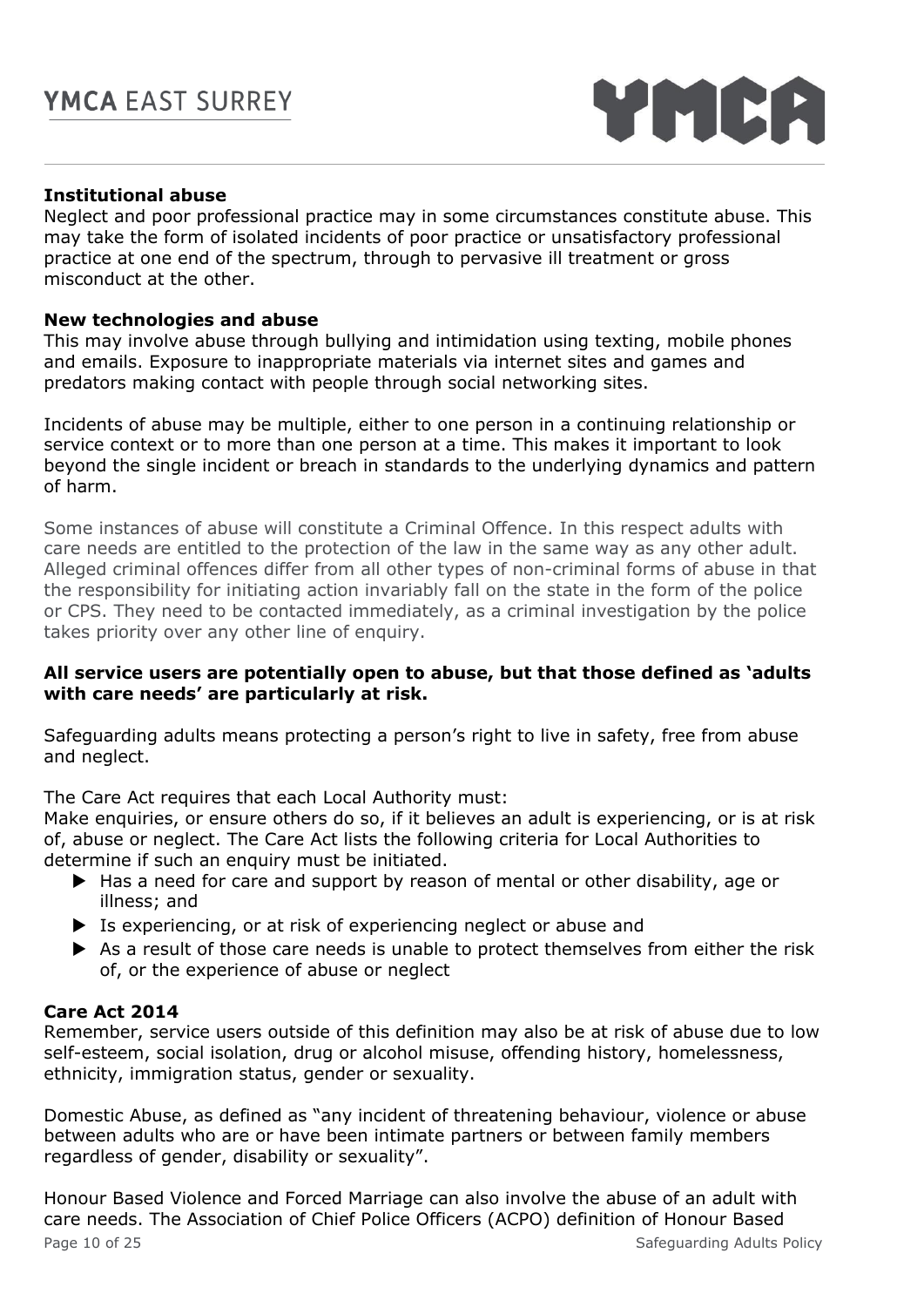**Institutional abuse**

Neglect and poor professional practice may in some circumstances constitute abuse. This may take the form of isolated incidents of poor practice or unsatisfactory professional practice at one end of the spectrum, through to pervasive ill treatment or gross misconduct at the other.

**New technologies and abuse**

This may involve abuse through bullying and intimidation using texting, mobile phones and emails. Exposure to inappropriate materials via internet sites and games and predators making contact with people through social networking sites.

Incidents of abuse may be multiple, either to one person in a continuing relationship or service context or to more than one person at a time. This makes it important to look beyond the single incident or breach in standards to the underlying dynamics and pattern of harm.

Some instances of abuse will constitute a Criminal Offence. In this respect adults with care needs are entitled to the protection of the law in the same way as any other adult. Alleged criminal offences differ from all other types of non-criminal forms of abuse in that the responsibility for initiating action invariably fall on the state in the form of the police or CPS. They need to be contacted immediately, as a criminal investigation by the police takes priority over any other line of enquiry.

**All service users are potentially open to abuse, but that those defined as 'adults with care needs' are particularly at risk.**

Safeguarding adults means protecting a person's right to live in safety, free from abuse and neglect.

The Care Act requires that each Local Authority must:
Make enquiries, or ensure others do so, if it believes an adult is experiencing, or is at risk of, abuse or neglect. The Care Act lists the following criteria for Local Authorities to determine if such an enquiry must be initiated.

- Has a need for care and support by reason of mental or other disability, age or illness; and
- Is experiencing, or at risk of experiencing neglect or abuse and
- As a result of those care needs is unable to protect themselves from either the risk of, or the experience of abuse or neglect

**Care Act 2014**

Remember, service users outside of this definition may also be at risk of abuse due to low self-esteem, social isolation, drug or alcohol misuse, offending history, homelessness, ethnicity, immigration status, gender or sexuality.

Domestic Abuse, as defined as "any incident of threatening behaviour, violence or abuse between adults who are or have been intimate partners or between family members regardless of gender, disability or sexuality".

Honour Based Violence and Forced Marriage can also involve the abuse of an adult with care needs. The Association of Chief Police Officers (ACPO) definition of Honour Based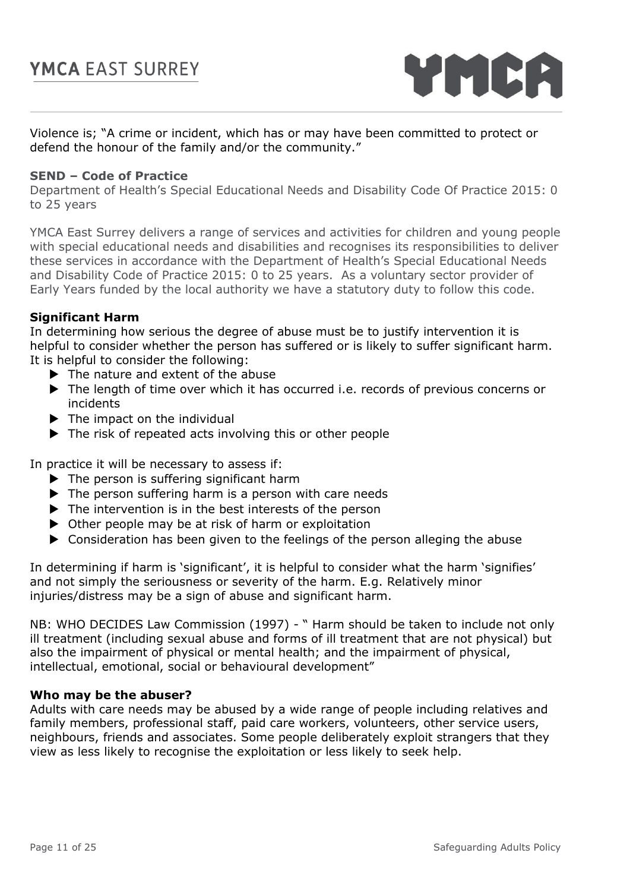Violence is; "A crime or incident, which has or may have been committed to protect or defend the honour of the family and/or the community."

**SEND – Code of Practice**

Department of Health's Special Educational Needs and Disability Code Of Practice 2015: 0 to 25 years

YMCA East Surrey delivers a range of services and activities for children and young people with special educational needs and disabilities and recognises its responsibilities to deliver these services in accordance with the Department of Health's Special Educational Needs and Disability Code of Practice 2015: 0 to 25 years. As a voluntary sector provider of Early Years funded by the local authority we have a statutory duty to follow this code.

**Significant Harm**

In determining how serious the degree of abuse must be to justify intervention it is helpful to consider whether the person has suffered or is likely to suffer significant harm. It is helpful to consider the following:

- The nature and extent of the abuse
- The length of time over which it has occurred i.e. records of previous concerns or incidents
- The impact on the individual
- The risk of repeated acts involving this or other people

In practice it will be necessary to assess if:

- The person is suffering significant harm
- The person suffering harm is a person with care needs
- The intervention is in the best interests of the person
- Other people may be at risk of harm or exploitation
- Consideration has been given to the feelings of the person alleging the abuse

In determining if harm is 'significant', it is helpful to consider what the harm 'signifies' and not simply the seriousness or severity of the harm. E.g. Relatively minor injuries/distress may be a sign of abuse and significant harm.

NB: WHO DECIDES Law Commission (1997) - " Harm should be taken to include not only ill treatment (including sexual abuse and forms of ill treatment that are not physical) but also the impairment of physical or mental health; and the impairment of physical, intellectual, emotional, social or behavioural development"

**Who may be the abuser?**

Adults with care needs may be abused by a wide range of people including relatives and family members, professional staff, paid care workers, volunteers, other service users, neighbours, friends and associates. Some people deliberately exploit strangers that they view as less likely to recognise the exploitation or less likely to seek help.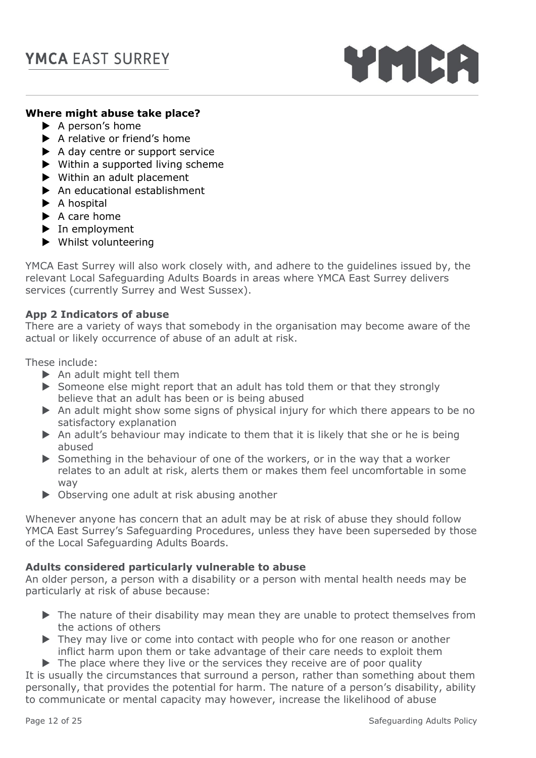**Where might abuse take place?**

- A person's home
- A relative or friend's home
- A day centre or support service
- Within a supported living scheme
- Within an adult placement
- An educational establishment
- A hospital
- A care home
- In employment
- Whilst volunteering

YMCA East Surrey will also work closely with, and adhere to the guidelines issued by, the relevant Local Safeguarding Adults Boards in areas where YMCA East Surrey delivers services (currently Surrey and West Sussex).

**App 2 Indicators of abuse**

There are a variety of ways that somebody in the organisation may become aware of the actual or likely occurrence of abuse of an adult at risk.

These include:

- An adult might tell them
- Someone else might report that an adult has told them or that they strongly believe that an adult has been or is being abused
- An adult might show some signs of physical injury for which there appears to be no satisfactory explanation
- An adult's behaviour may indicate to them that it is likely that she or he is being abused
- Something in the behaviour of one of the workers, or in the way that a worker relates to an adult at risk, alerts them or makes them feel uncomfortable in some way
- Observing one adult at risk abusing another

Whenever anyone has concern that an adult may be at risk of abuse they should follow YMCA East Surrey's Safeguarding Procedures, unless they have been superseded by those of the Local Safeguarding Adults Boards.

**Adults considered particularly vulnerable to abuse**

An older person, a person with a disability or a person with mental health needs may be particularly at risk of abuse because:

- The nature of their disability may mean they are unable to protect themselves from the actions of others
- They may live or come into contact with people who for one reason or another inflict harm upon them or take advantage of their care needs to exploit them
- The place where they live or the services they receive are of poor quality

It is usually the circumstances that surround a person, rather than something about them personally, that provides the potential for harm. The nature of a person's disability, ability to communicate or mental capacity may however, increase the likelihood of abuse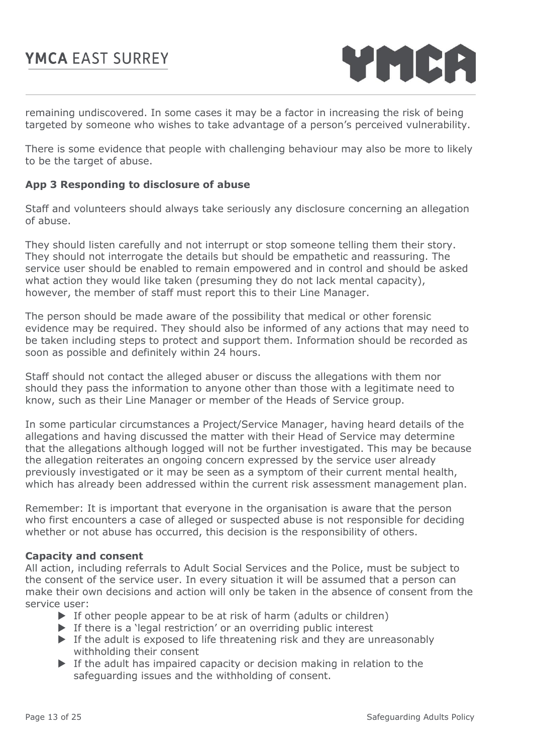remaining undiscovered. In some cases it may be a factor in increasing the risk of being targeted by someone who wishes to take advantage of a person's perceived vulnerability.

There is some evidence that people with challenging behaviour may also be more to likely to be the target of abuse.

**App 3 Responding to disclosure of abuse**

Staff and volunteers should always take seriously any disclosure concerning an allegation of abuse.

They should listen carefully and not interrupt or stop someone telling them their story. They should not interrogate the details but should be empathetic and reassuring. The service user should be enabled to remain empowered and in control and should be asked what action they would like taken (presuming they do not lack mental capacity), however, the member of staff must report this to their Line Manager.

The person should be made aware of the possibility that medical or other forensic evidence may be required. They should also be informed of any actions that may need to be taken including steps to protect and support them. Information should be recorded as soon as possible and definitely within 24 hours.

Staff should not contact the alleged abuser or discuss the allegations with them nor should they pass the information to anyone other than those with a legitimate need to know, such as their Line Manager or member of the Heads of Service group.

In some particular circumstances a Project/Service Manager, having heard details of the allegations and having discussed the matter with their Head of Service may determine that the allegations although logged will not be further investigated. This may be because the allegation reiterates an ongoing concern expressed by the service user already previously investigated or it may be seen as a symptom of their current mental health, which has already been addressed within the current risk assessment management plan.

Remember: It is important that everyone in the organisation is aware that the person who first encounters a case of alleged or suspected abuse is not responsible for deciding whether or not abuse has occurred, this decision is the responsibility of others.

**Capacity and consent**

All action, including referrals to Adult Social Services and the Police, must be subject to the consent of the service user. In every situation it will be assumed that a person can make their own decisions and action will only be taken in the absence of consent from the service user:

- If other people appear to be at risk of harm (adults or children)
- If there is a 'legal restriction' or an overriding public interest
- If the adult is exposed to life threatening risk and they are unreasonably withholding their consent
- If the adult has impaired capacity or decision making in relation to the safeguarding issues and the withholding of consent.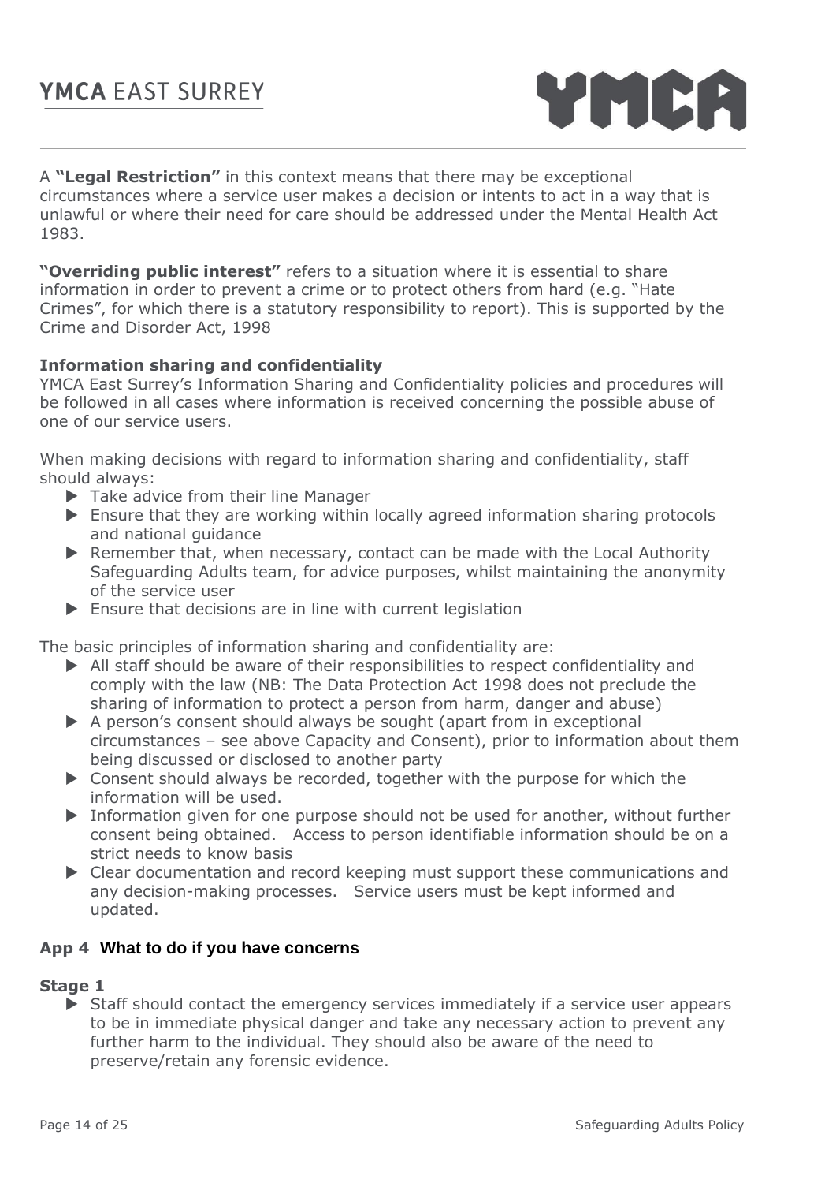A **"Legal Restriction"** in this context means that there may be exceptional circumstances where a service user makes a decision or intents to act in a way that is unlawful or where their need for care should be addressed under the Mental Health Act 1983.

**"Overriding public interest"** refers to a situation where it is essential to share information in order to prevent a crime or to protect others from hard (e.g. "Hate Crimes", for which there is a statutory responsibility to report). This is supported by the Crime and Disorder Act, 1998

**Information sharing and confidentiality**

YMCA East Surrey's Information Sharing and Confidentiality policies and procedures will be followed in all cases where information is received concerning the possible abuse of one of our service users.

When making decisions with regard to information sharing and confidentiality, staff should always:

- Take advice from their line Manager
- Ensure that they are working within locally agreed information sharing protocols and national guidance
- Remember that, when necessary, contact can be made with the Local Authority Safeguarding Adults team, for advice purposes, whilst maintaining the anonymity of the service user
- Ensure that decisions are in line with current legislation

The basic principles of information sharing and confidentiality are:

- All staff should be aware of their responsibilities to respect confidentiality and comply with the law (NB: The Data Protection Act 1998 does not preclude the sharing of information to protect a person from harm, danger and abuse)
- A person's consent should always be sought (apart from in exceptional circumstances – see above Capacity and Consent), prior to information about them being discussed or disclosed to another party
- Consent should always be recorded, together with the purpose for which the information will be used.
- Information given for one purpose should not be used for another, without further consent being obtained. Access to person identifiable information should be on a strict needs to know basis
- Clear documentation and record keeping must support these communications and any decision-making processes. Service users must be kept informed and updated.

## App 4 What to do if you have concerns

**Stage 1**

- Staff should contact the emergency services immediately if a service user appears to be in immediate physical danger and take any necessary action to prevent any further harm to the individual. They should also be aware of the need to preserve/retain any forensic evidence.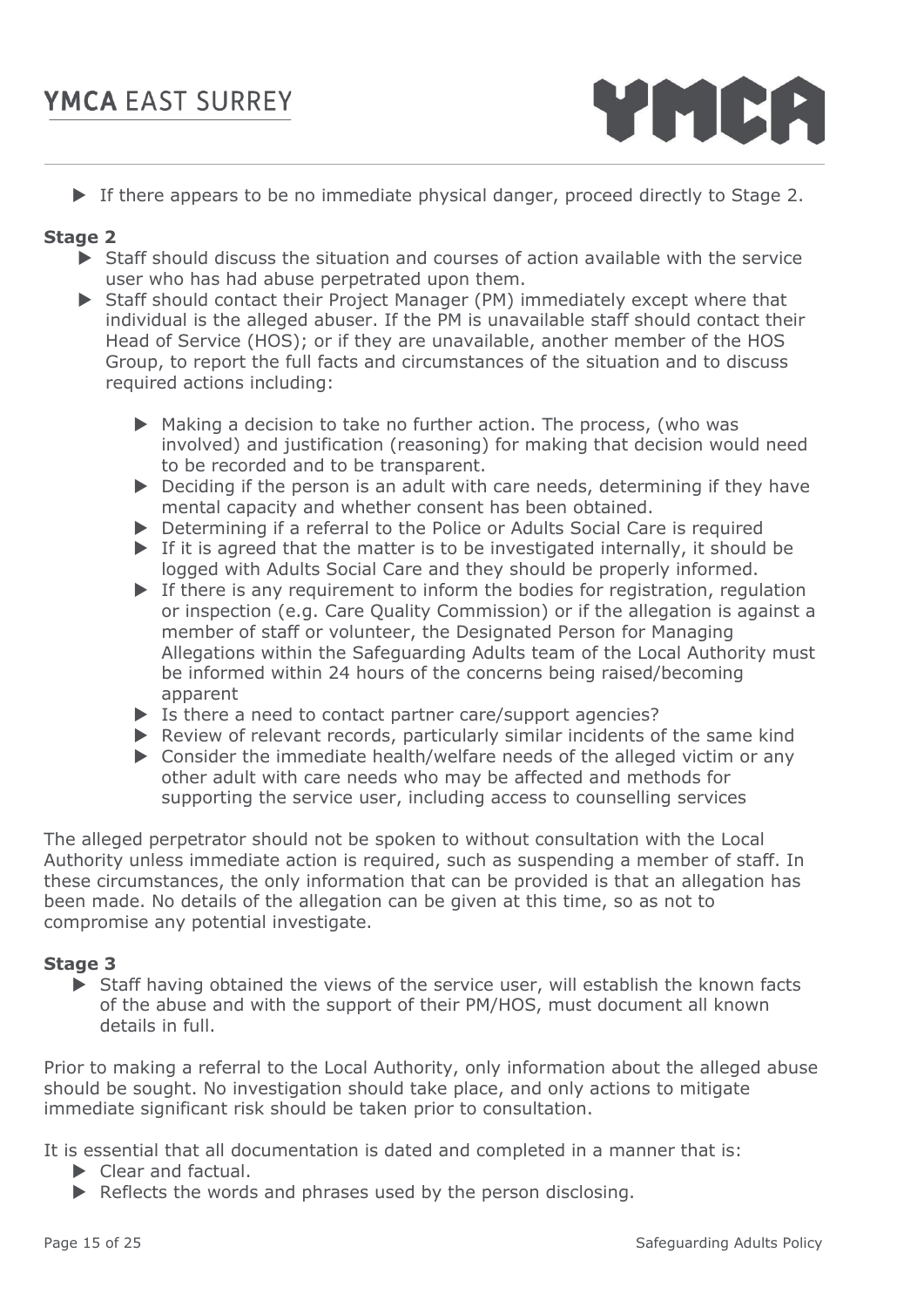- If there appears to be no immediate physical danger, proceed directly to Stage 2.

**Stage 2**

- Staff should discuss the situation and courses of action available with the service user who has had abuse perpetrated upon them.
- Staff should contact their Project Manager (PM) immediately except where that individual is the alleged abuser. If the PM is unavailable staff should contact their Head of Service (HOS); or if they are unavailable, another member of the HOS Group, to report the full facts and circumstances of the situation and to discuss required actions including:
    - Making a decision to take no further action. The process, (who was involved) and justification (reasoning) for making that decision would need to be recorded and to be transparent.
    - Deciding if the person is an adult with care needs, determining if they have mental capacity and whether consent has been obtained.
    - Determining if a referral to the Police or Adults Social Care is required
    - If it is agreed that the matter is to be investigated internally, it should be logged with Adults Social Care and they should be properly informed.
    - If there is any requirement to inform the bodies for registration, regulation or inspection (e.g. Care Quality Commission) or if the allegation is against a member of staff or volunteer, the Designated Person for Managing Allegations within the Safeguarding Adults team of the Local Authority must be informed within 24 hours of the concerns being raised/becoming apparent
    - Is there a need to contact partner care/support agencies?
    - Review of relevant records, particularly similar incidents of the same kind
    - Consider the immediate health/welfare needs of the alleged victim or any other adult with care needs who may be affected and methods for supporting the service user, including access to counselling services

The alleged perpetrator should not be spoken to without consultation with the Local Authority unless immediate action is required, such as suspending a member of staff. In these circumstances, the only information that can be provided is that an allegation has been made. No details of the allegation can be given at this time, so as not to compromise any potential investigate.

**Stage 3**

- Staff having obtained the views of the service user, will establish the known facts of the abuse and with the support of their PM/HOS, must document all known details in full.

Prior to making a referral to the Local Authority, only information about the alleged abuse should be sought. No investigation should take place, and only actions to mitigate immediate significant risk should be taken prior to consultation.

It is essential that all documentation is dated and completed in a manner that is:

- Clear and factual.
- Reflects the words and phrases used by the person disclosing.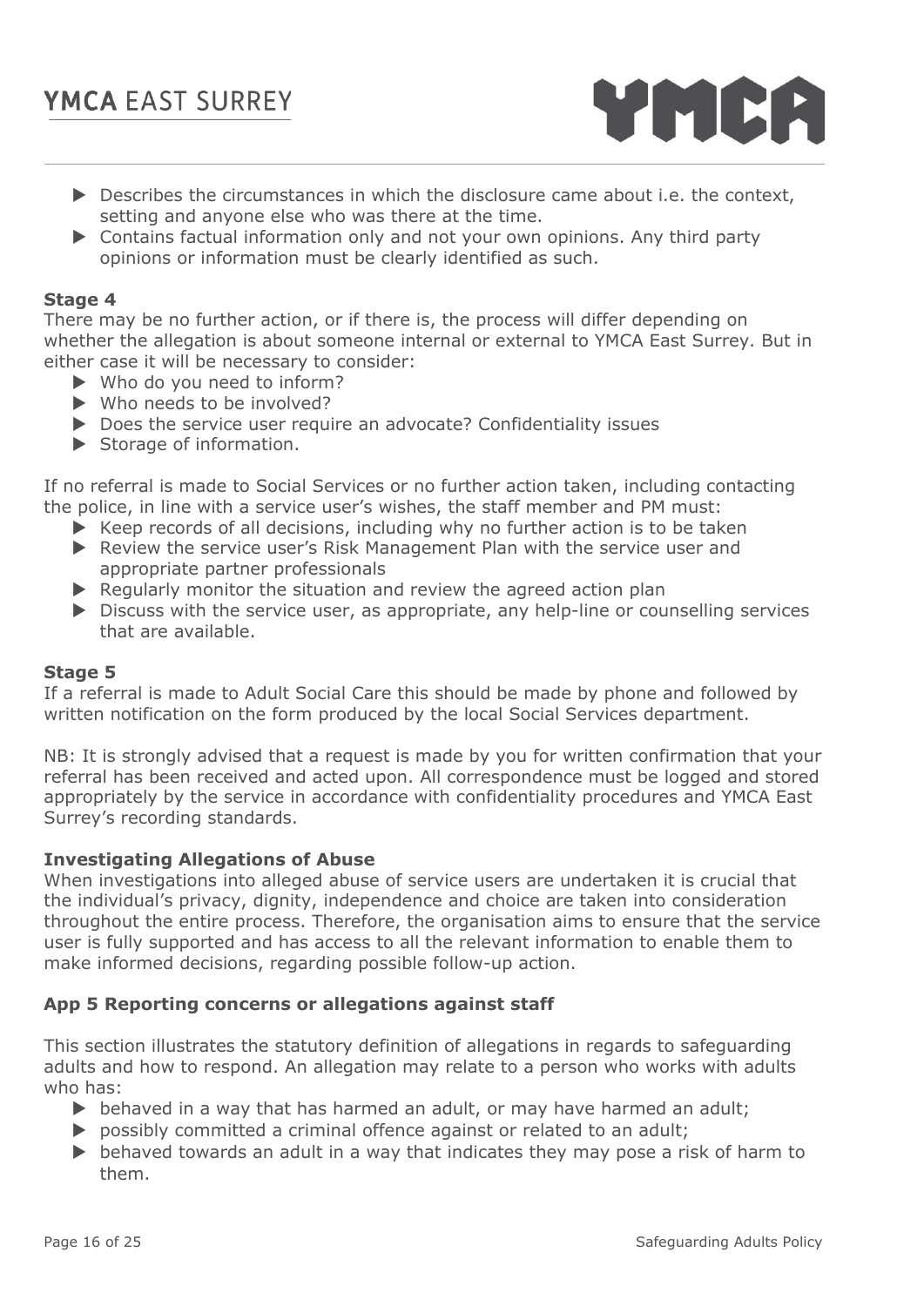- Describes the circumstances in which the disclosure came about i.e. the context, setting and anyone else who was there at the time.
- Contains factual information only and not your own opinions. Any third party opinions or information must be clearly identified as such.

**Stage 4**

There may be no further action, or if there is, the process will differ depending on whether the allegation is about someone internal or external to YMCA East Surrey. But in either case it will be necessary to consider:

- Who do you need to inform?
- Who needs to be involved?
- Does the service user require an advocate? Confidentiality issues
- Storage of information.

If no referral is made to Social Services or no further action taken, including contacting the police, in line with a service user's wishes, the staff member and PM must:

- Keep records of all decisions, including why no further action is to be taken
- Review the service user's Risk Management Plan with the service user and appropriate partner professionals
- Regularly monitor the situation and review the agreed action plan
- Discuss with the service user, as appropriate, any help-line or counselling services that are available.

**Stage 5**

If a referral is made to Adult Social Care this should be made by phone and followed by written notification on the form produced by the local Social Services department.

NB: It is strongly advised that a request is made by you for written confirmation that your referral has been received and acted upon. All correspondence must be logged and stored appropriately by the service in accordance with confidentiality procedures and YMCA East Surrey's recording standards.

**Investigating Allegations of Abuse**

When investigations into alleged abuse of service users are undertaken it is crucial that the individual's privacy, dignity, independence and choice are taken into consideration throughout the entire process. Therefore, the organisation aims to ensure that the service user is fully supported and has access to all the relevant information to enable them to make informed decisions, regarding possible follow-up action.

**App 5 Reporting concerns or allegations against staff**

This section illustrates the statutory definition of allegations in regards to safeguarding adults and how to respond. An allegation may relate to a person who works with adults who has:

- behaved in a way that has harmed an adult, or may have harmed an adult;
- possibly committed a criminal offence against or related to an adult;
- behaved towards an adult in a way that indicates they may pose a risk of harm to them.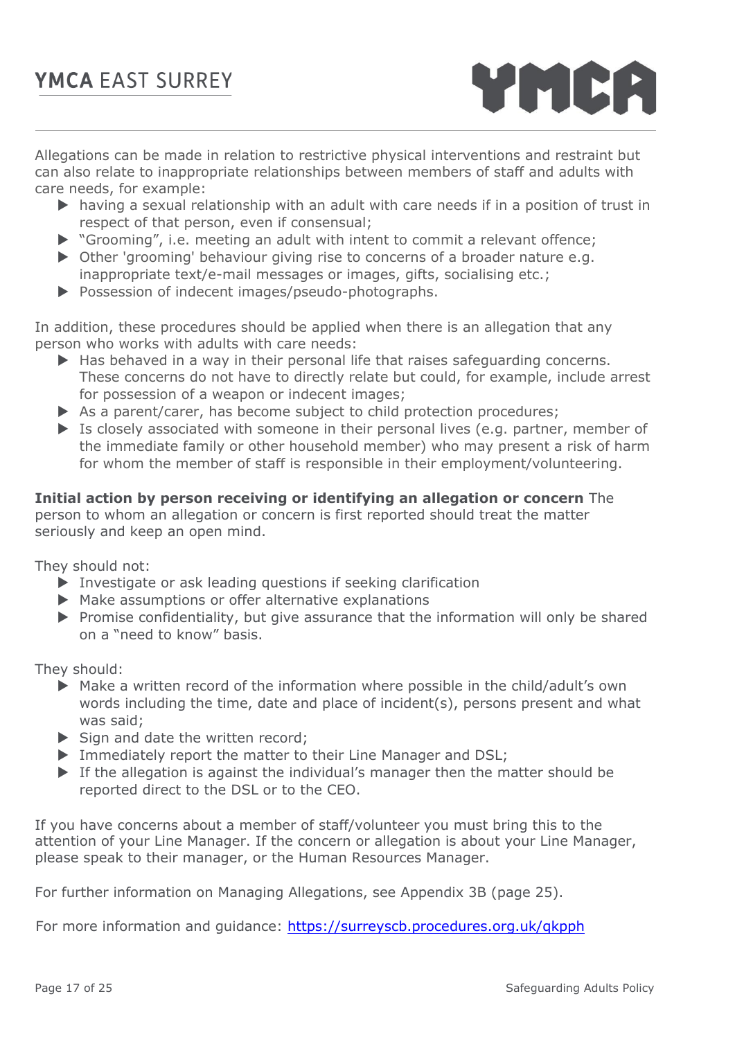Allegations can be made in relation to restrictive physical interventions and restraint but can also relate to inappropriate relationships between members of staff and adults with care needs, for example:

- having a sexual relationship with an adult with care needs if in a position of trust in respect of that person, even if consensual;
- "Grooming", i.e. meeting an adult with intent to commit a relevant offence;
- Other 'grooming' behaviour giving rise to concerns of a broader nature e.g. inappropriate text/e-mail messages or images, gifts, socialising etc.;
- Possession of indecent images/pseudo-photographs.

In addition, these procedures should be applied when there is an allegation that any person who works with adults with care needs:

- Has behaved in a way in their personal life that raises safeguarding concerns. These concerns do not have to directly relate but could, for example, include arrest for possession of a weapon or indecent images;
- As a parent/carer, has become subject to child protection procedures;
- Is closely associated with someone in their personal lives (e.g. partner, member of the immediate family or other household member) who may present a risk of harm for whom the member of staff is responsible in their employment/volunteering.

**Initial action by person receiving or identifying an allegation or concern** The person to whom an allegation or concern is first reported should treat the matter seriously and keep an open mind.

They should not:

- Investigate or ask leading questions if seeking clarification
- Make assumptions or offer alternative explanations
- Promise confidentiality, but give assurance that the information will only be shared on a "need to know" basis.

They should:

- Make a written record of the information where possible in the child/adult's own words including the time, date and place of incident(s), persons present and what was said;
- Sign and date the written record;
- Immediately report the matter to their Line Manager and DSL;
- If the allegation is against the individual's manager then the matter should be reported direct to the DSL or to the CEO.

If you have concerns about a member of staff/volunteer you must bring this to the attention of your Line Manager. If the concern or allegation is about your Line Manager, please speak to their manager, or the Human Resources Manager.

For further information on Managing Allegations, see Appendix 3B (page 25).

For more information and guidance: [https://surreyscb.procedures.org.uk/qkpph](https://surreyscb.procedures.org.uk/qkpph)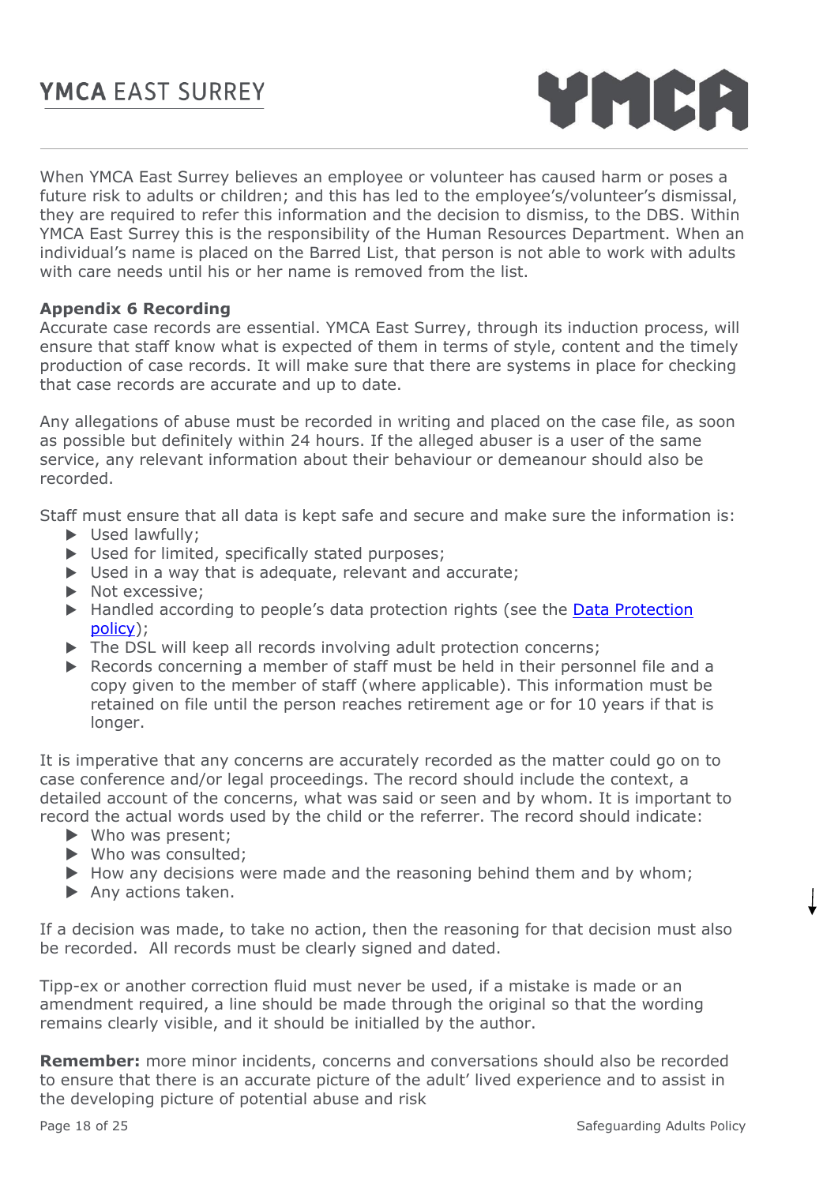When YMCA East Surrey believes an employee or volunteer has caused harm or poses a future risk to adults or children; and this has led to the employee's/volunteer's dismissal, they are required to refer this information and the decision to dismiss, to the DBS. Within YMCA East Surrey this is the responsibility of the Human Resources Department. When an individual's name is placed on the Barred List, that person is not able to work with adults with care needs until his or her name is removed from the list.

**Appendix 6 Recording**

Accurate case records are essential. YMCA East Surrey, through its induction process, will ensure that staff know what is expected of them in terms of style, content and the timely production of case records. It will make sure that there are systems in place for checking that case records are accurate and up to date.

Any allegations of abuse must be recorded in writing and placed on the case file, as soon as possible but definitely within 24 hours. If the alleged abuser is a user of the same service, any relevant information about their behaviour or demeanour should also be recorded.

Staff must ensure that all data is kept safe and secure and make sure the information is:

- Used lawfully;
- Used for limited, specifically stated purposes;
- Used in a way that is adequate, relevant and accurate;
- Not excessive;
- Handled according to people's data protection rights (see the [Data Protection policy](#));
- The DSL will keep all records involving adult protection concerns;
- Records concerning a member of staff must be held in their personnel file and a copy given to the member of staff (where applicable). This information must be retained on file until the person reaches retirement age or for 10 years if that is longer.

It is imperative that any concerns are accurately recorded as the matter could go on to case conference and/or legal proceedings. The record should include the context, a detailed account of the concerns, what was said or seen and by whom. It is important to record the actual words used by the child or the referrer. The record should indicate:

- Who was present;
- Who was consulted;
- How any decisions were made and the reasoning behind them and by whom;
- Any actions taken.

If a decision was made, to take no action, then the reasoning for that decision must also be recorded. All records must be clearly signed and dated.

Tipp-ex or another correction fluid must never be used, if a mistake is made or an amendment required, a line should be made through the original so that the wording remains clearly visible, and it should be initialled by the author.

**Remember:** more minor incidents, concerns and conversations should also be recorded to ensure that there is an accurate picture of the adult' lived experience and to assist in the developing picture of potential abuse and risk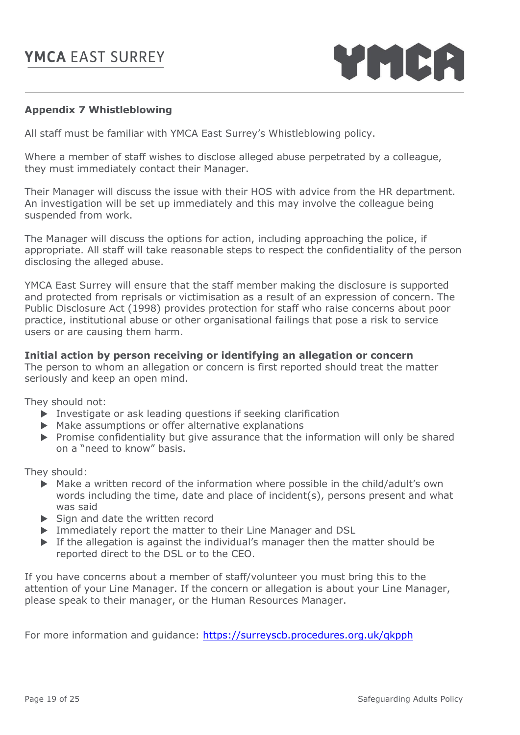## Appendix 7 Whistleblowing

All staff must be familiar with YMCA East Surrey's Whistleblowing policy.

Where a member of staff wishes to disclose alleged abuse perpetrated by a colleague, they must immediately contact their Manager.

Their Manager will discuss the issue with their HOS with advice from the HR department. An investigation will be set up immediately and this may involve the colleague being suspended from work.

The Manager will discuss the options for action, including approaching the police, if appropriate. All staff will take reasonable steps to respect the confidentiality of the person disclosing the alleged abuse.

YMCA East Surrey will ensure that the staff member making the disclosure is supported and protected from reprisals or victimisation as a result of an expression of concern. The Public Disclosure Act (1998) provides protection for staff who raise concerns about poor practice, institutional abuse or other organisational failings that pose a risk to service users or are causing them harm.

**Initial action by person receiving or identifying an allegation or concern**
The person to whom an allegation or concern is first reported should treat the matter seriously and keep an open mind.

They should not:

- Investigate or ask leading questions if seeking clarification
- Make assumptions or offer alternative explanations
- Promise confidentiality but give assurance that the information will only be shared on a "need to know" basis.

They should:

- Make a written record of the information where possible in the child/adult's own words including the time, date and place of incident(s), persons present and what was said
- Sign and date the written record
- Immediately report the matter to their Line Manager and DSL
- If the allegation is against the individual's manager then the matter should be reported direct to the DSL or to the CEO.

If you have concerns about a member of staff/volunteer you must bring this to the attention of your Line Manager. If the concern or allegation is about your Line Manager, please speak to their manager, or the Human Resources Manager.

For more information and guidance: https://surreyscb.procedures.org.uk/qkpph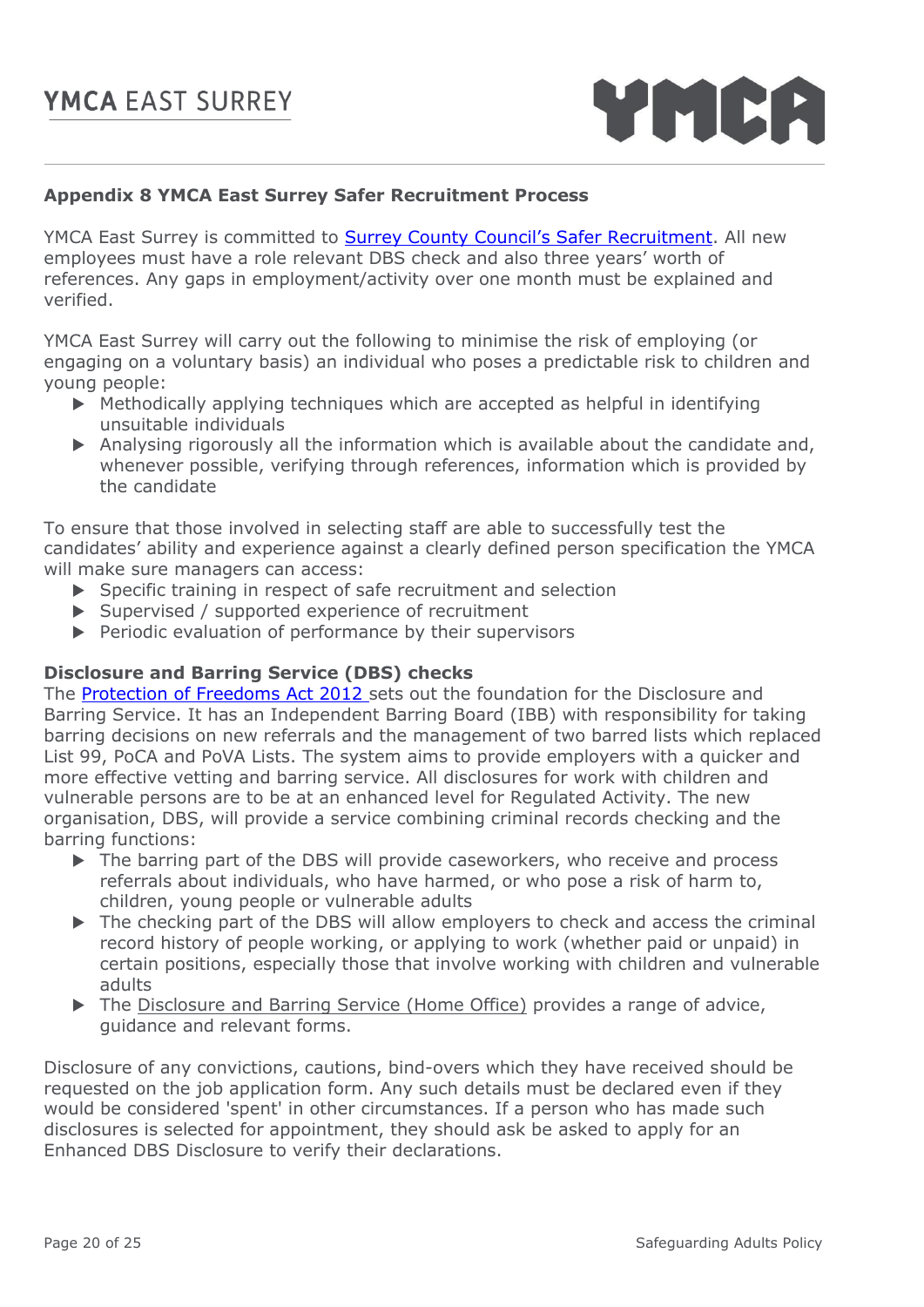## Appendix 8 YMCA East Surrey Safer Recruitment Process

YMCA East Surrey is committed to Surrey County Council's Safer Recruitment. All new employees must have a role relevant DBS check and also three years' worth of references. Any gaps in employment/activity over one month must be explained and verified.

YMCA East Surrey will carry out the following to minimise the risk of employing (or engaging on a voluntary basis) an individual who poses a predictable risk to children and young people:

- Methodically applying techniques which are accepted as helpful in identifying unsuitable individuals
- Analysing rigorously all the information which is available about the candidate and, whenever possible, verifying through references, information which is provided by the candidate

To ensure that those involved in selecting staff are able to successfully test the candidates' ability and experience against a clearly defined person specification the YMCA will make sure managers can access:

- Specific training in respect of safe recruitment and selection
- Supervised / supported experience of recruitment
- Periodic evaluation of performance by their supervisors

### Disclosure and Barring Service (DBS) checks

The Protection of Freedoms Act 2012 sets out the foundation for the Disclosure and Barring Service. It has an Independent Barring Board (IBB) with responsibility for taking barring decisions on new referrals and the management of two barred lists which replaced List 99, PoCA and PoVA Lists. The system aims to provide employers with a quicker and more effective vetting and barring service. All disclosures for work with children and vulnerable persons are to be at an enhanced level for Regulated Activity. The new organisation, DBS, will provide a service combining criminal records checking and the barring functions:

- The barring part of the DBS will provide caseworkers, who receive and process referrals about individuals, who have harmed, or who pose a risk of harm to, children, young people or vulnerable adults
- The checking part of the DBS will allow employers to check and access the criminal record history of people working, or applying to work (whether paid or unpaid) in certain positions, especially those that involve working with children and vulnerable adults
- The Disclosure and Barring Service (Home Office) provides a range of advice, guidance and relevant forms.

Disclosure of any convictions, cautions, bind-overs which they have received should be requested on the job application form. Any such details must be declared even if they would be considered 'spent' in other circumstances. If a person who has made such disclosures is selected for appointment, they should ask be asked to apply for an Enhanced DBS Disclosure to verify their declarations.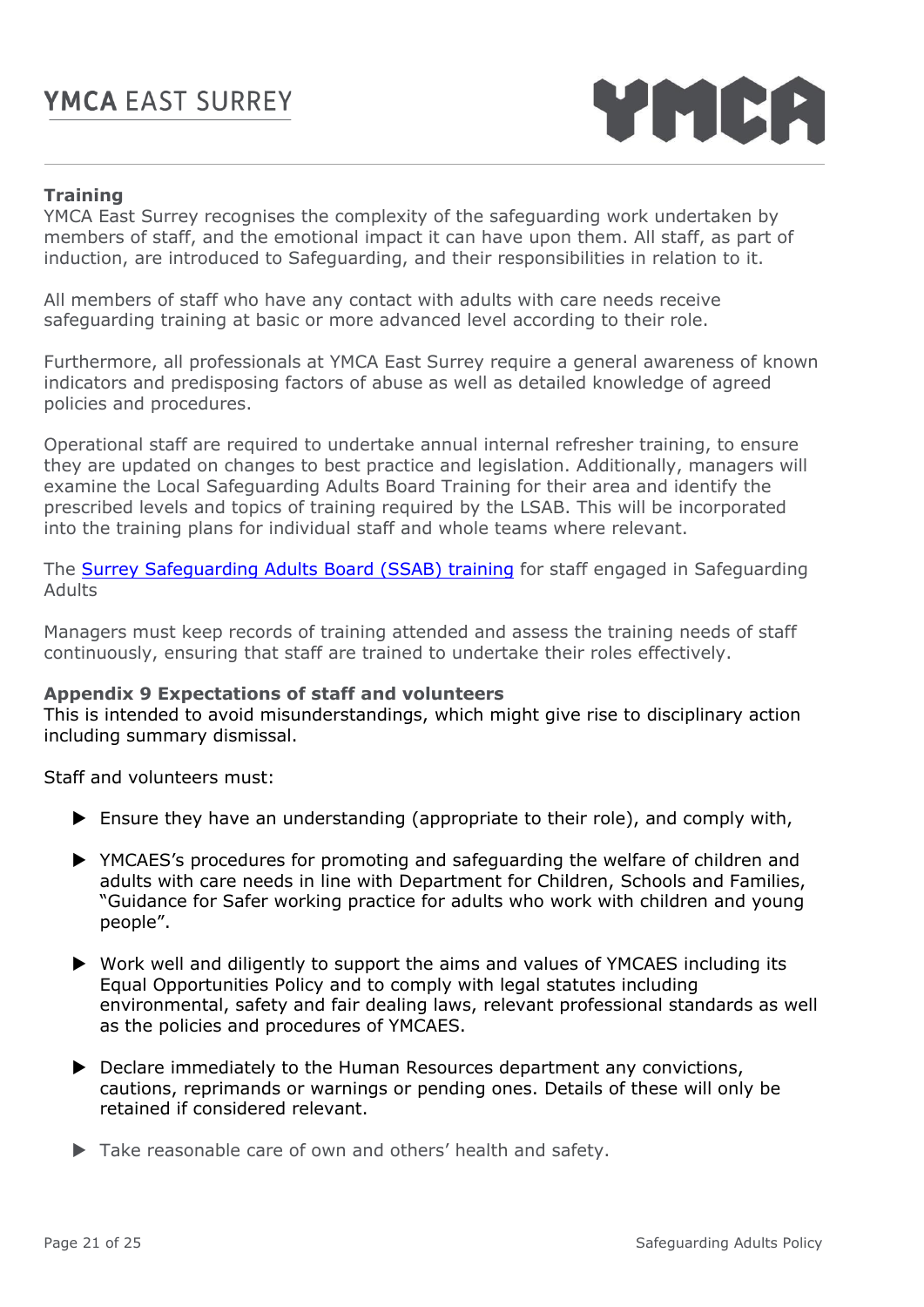**Training**

YMCA East Surrey recognises the complexity of the safeguarding work undertaken by members of staff, and the emotional impact it can have upon them. All staff, as part of induction, are introduced to Safeguarding, and their responsibilities in relation to it.

All members of staff who have any contact with adults with care needs receive safeguarding training at basic or more advanced level according to their role.

Furthermore, all professionals at YMCA East Surrey require a general awareness of known indicators and predisposing factors of abuse as well as detailed knowledge of agreed policies and procedures.

Operational staff are required to undertake annual internal refresher training, to ensure they are updated on changes to best practice and legislation. Additionally, managers will examine the Local Safeguarding Adults Board Training for their area and identify the prescribed levels and topics of training required by the LSAB. This will be incorporated into the training plans for individual staff and whole teams where relevant.

The Surrey Safeguarding Adults Board (SSAB) training for staff engaged in Safeguarding Adults

Managers must keep records of training attended and assess the training needs of staff continuously, ensuring that staff are trained to undertake their roles effectively.

**Appendix 9 Expectations of staff and volunteers**

This is intended to avoid misunderstandings, which might give rise to disciplinary action including summary dismissal.

Staff and volunteers must:

- Ensure they have an understanding (appropriate to their role), and comply with,
- YMCAES's procedures for promoting and safeguarding the welfare of children and adults with care needs in line with Department for Children, Schools and Families, "Guidance for Safer working practice for adults who work with children and young people".
- Work well and diligently to support the aims and values of YMCAES including its Equal Opportunities Policy and to comply with legal statutes including environmental, safety and fair dealing laws, relevant professional standards as well as the policies and procedures of YMCAES.
- Declare immediately to the Human Resources department any convictions, cautions, reprimands or warnings or pending ones. Details of these will only be retained if considered relevant.
- Take reasonable care of own and others' health and safety.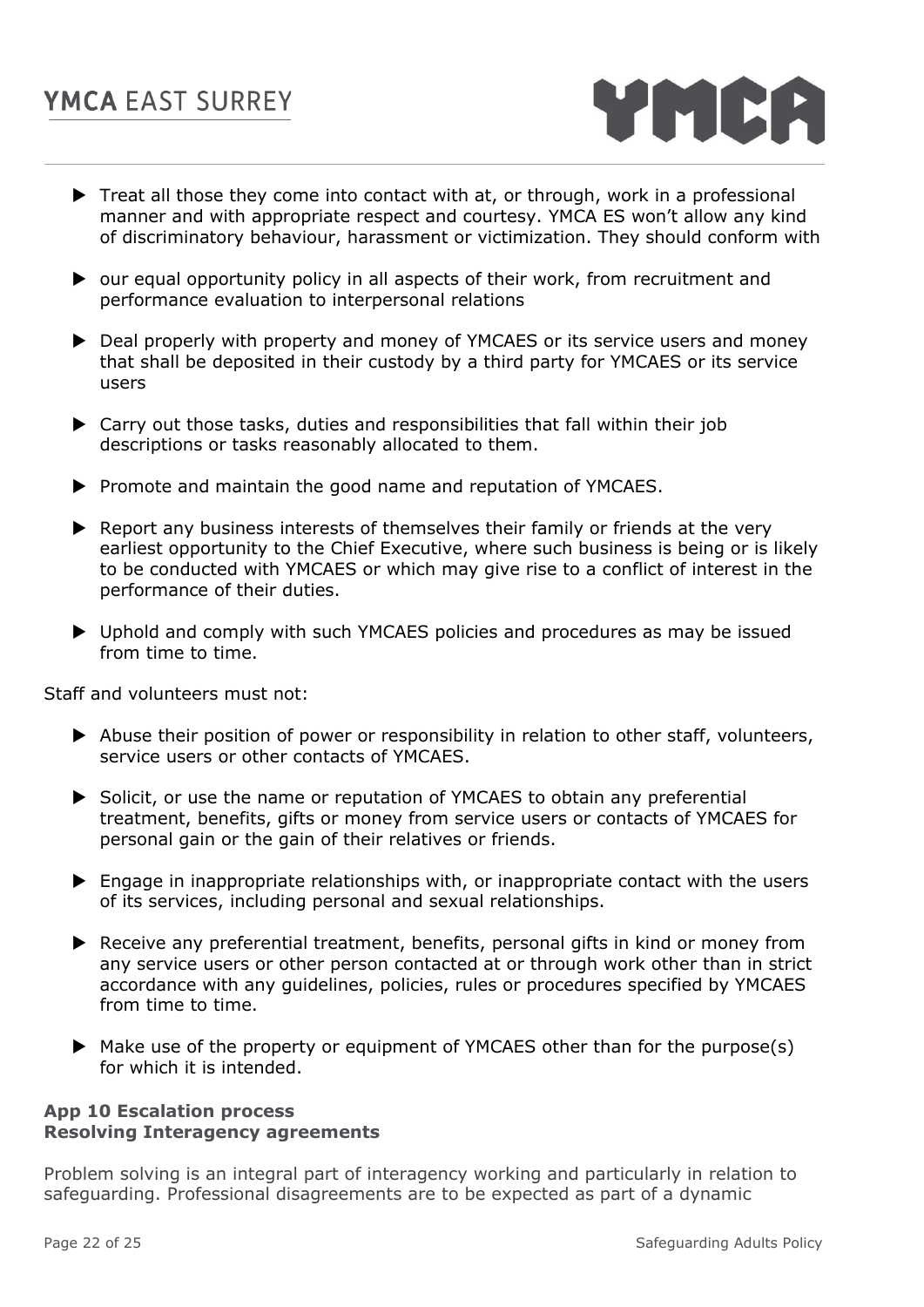- Treat all those they come into contact with at, or through, work in a professional manner and with appropriate respect and courtesy. YMCA ES won't allow any kind of discriminatory behaviour, harassment or victimization. They should conform with
- our equal opportunity policy in all aspects of their work, from recruitment and performance evaluation to interpersonal relations
- Deal properly with property and money of YMCAES or its service users and money that shall be deposited in their custody by a third party for YMCAES or its service users
- Carry out those tasks, duties and responsibilities that fall within their job descriptions or tasks reasonably allocated to them.
- Promote and maintain the good name and reputation of YMCAES.
- Report any business interests of themselves their family or friends at the very earliest opportunity to the Chief Executive, where such business is being or is likely to be conducted with YMCAES or which may give rise to a conflict of interest in the performance of their duties.
- Uphold and comply with such YMCAES policies and procedures as may be issued from time to time.

Staff and volunteers must not:

- Abuse their position of power or responsibility in relation to other staff, volunteers, service users or other contacts of YMCAES.
- Solicit, or use the name or reputation of YMCAES to obtain any preferential treatment, benefits, gifts or money from service users or contacts of YMCAES for personal gain or the gain of their relatives or friends.
- Engage in inappropriate relationships with, or inappropriate contact with the users of its services, including personal and sexual relationships.
- Receive any preferential treatment, benefits, personal gifts in kind or money from any service users or other person contacted at or through work other than in strict accordance with any guidelines, policies, rules or procedures specified by YMCAES from time to time.
- Make use of the property or equipment of YMCAES other than for the purpose(s) for which it is intended.

**App 10 Escalation process**
**Resolving Interagency agreements**

Problem solving is an integral part of interagency working and particularly in relation to safeguarding. Professional disagreements are to be expected as part of a dynamic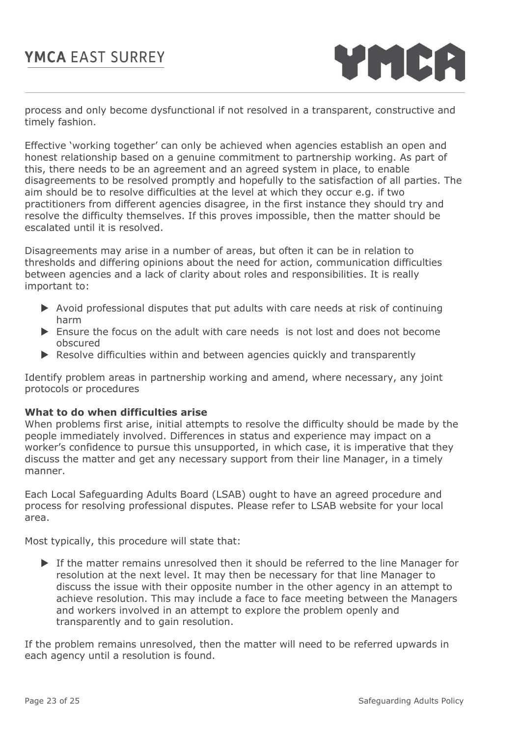process and only become dysfunctional if not resolved in a transparent, constructive and timely fashion.

Effective 'working together' can only be achieved when agencies establish an open and honest relationship based on a genuine commitment to partnership working. As part of this, there needs to be an agreement and an agreed system in place, to enable disagreements to be resolved promptly and hopefully to the satisfaction of all parties. The aim should be to resolve difficulties at the level at which they occur e.g. if two practitioners from different agencies disagree, in the first instance they should try and resolve the difficulty themselves. If this proves impossible, then the matter should be escalated until it is resolved.

Disagreements may arise in a number of areas, but often it can be in relation to thresholds and differing opinions about the need for action, communication difficulties between agencies and a lack of clarity about roles and responsibilities. It is really important to:

- Avoid professional disputes that put adults with care needs at risk of continuing harm
- Ensure the focus on the adult with care needs is not lost and does not become obscured
- Resolve difficulties within and between agencies quickly and transparently

Identify problem areas in partnership working and amend, where necessary, any joint protocols or procedures

**What to do when difficulties arise**

When problems first arise, initial attempts to resolve the difficulty should be made by the people immediately involved. Differences in status and experience may impact on a worker's confidence to pursue this unsupported, in which case, it is imperative that they discuss the matter and get any necessary support from their line Manager, in a timely manner.

Each Local Safeguarding Adults Board (LSAB) ought to have an agreed procedure and process for resolving professional disputes. Please refer to LSAB website for your local area.

Most typically, this procedure will state that:

- If the matter remains unresolved then it should be referred to the line Manager for resolution at the next level. It may then be necessary for that line Manager to discuss the issue with their opposite number in the other agency in an attempt to achieve resolution. This may include a face to face meeting between the Managers and workers involved in an attempt to explore the problem openly and transparently and to gain resolution.

If the problem remains unresolved, then the matter will need to be referred upwards in each agency until a resolution is found.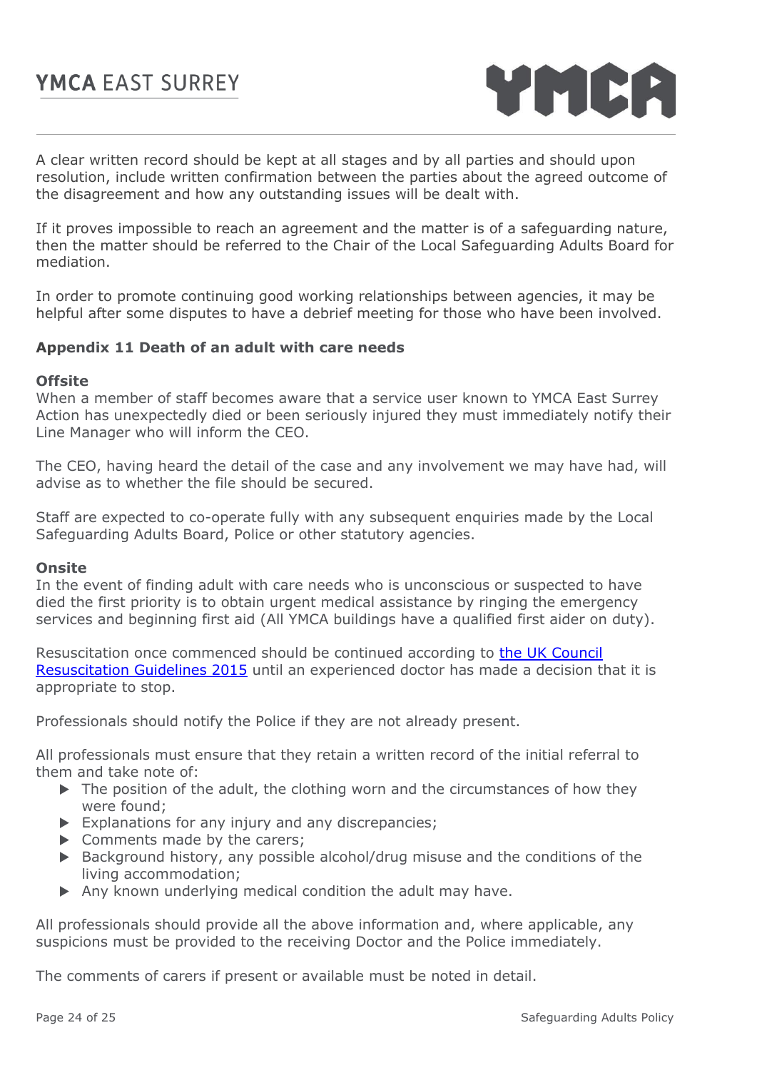A clear written record should be kept at all stages and by all parties and should upon resolution, include written confirmation between the parties about the agreed outcome of the disagreement and how any outstanding issues will be dealt with.

If it proves impossible to reach an agreement and the matter is of a safeguarding nature, then the matter should be referred to the Chair of the Local Safeguarding Adults Board for mediation.

In order to promote continuing good working relationships between agencies, it may be helpful after some disputes to have a debrief meeting for those who have been involved.

### Appendix 11 Death of an adult with care needs

**Offsite**

When a member of staff becomes aware that a service user known to YMCA East Surrey Action has unexpectedly died or been seriously injured they must immediately notify their Line Manager who will inform the CEO.

The CEO, having heard the detail of the case and any involvement we may have had, will advise as to whether the file should be secured.

Staff are expected to co-operate fully with any subsequent enquiries made by the Local Safeguarding Adults Board, Police or other statutory agencies.

**Onsite**

In the event of finding adult with care needs who is unconscious or suspected to have died the first priority is to obtain urgent medical assistance by ringing the emergency services and beginning first aid (All YMCA buildings have a qualified first aider on duty).

Resuscitation once commenced should be continued according to the UK Council Resuscitation Guidelines 2015 until an experienced doctor has made a decision that it is appropriate to stop.

Professionals should notify the Police if they are not already present.

All professionals must ensure that they retain a written record of the initial referral to them and take note of:

- The position of the adult, the clothing worn and the circumstances of how they were found;
- Explanations for any injury and any discrepancies;
- Comments made by the carers;
- Background history, any possible alcohol/drug misuse and the conditions of the living accommodation;
- Any known underlying medical condition the adult may have.

All professionals should provide all the above information and, where applicable, any suspicions must be provided to the receiving Doctor and the Police immediately.

The comments of carers if present or available must be noted in detail.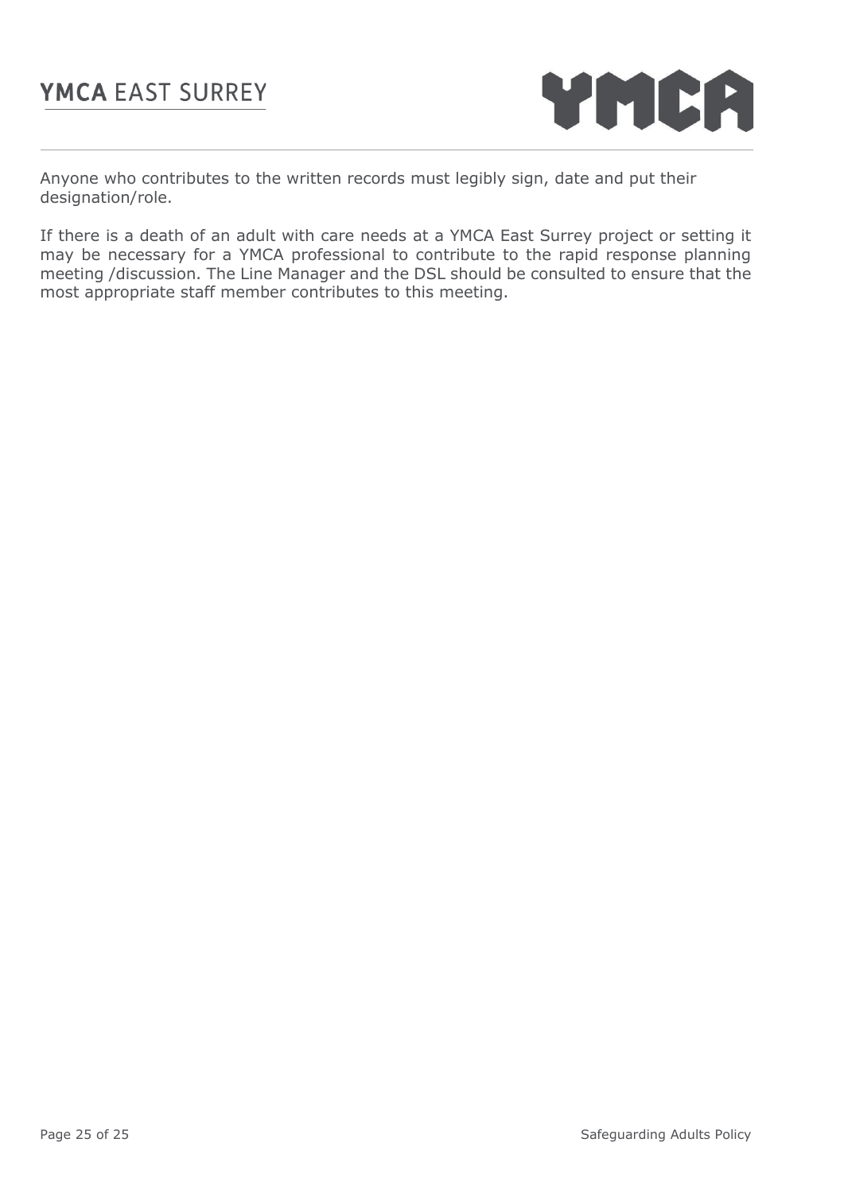Anyone who contributes to the written records must legibly sign, date and put their designation/role.

If there is a death of an adult with care needs at a YMCA East Surrey project or setting it may be necessary for a YMCA professional to contribute to the rapid response planning meeting /discussion. The Line Manager and the DSL should be consulted to ensure that the most appropriate staff member contributes to this meeting.